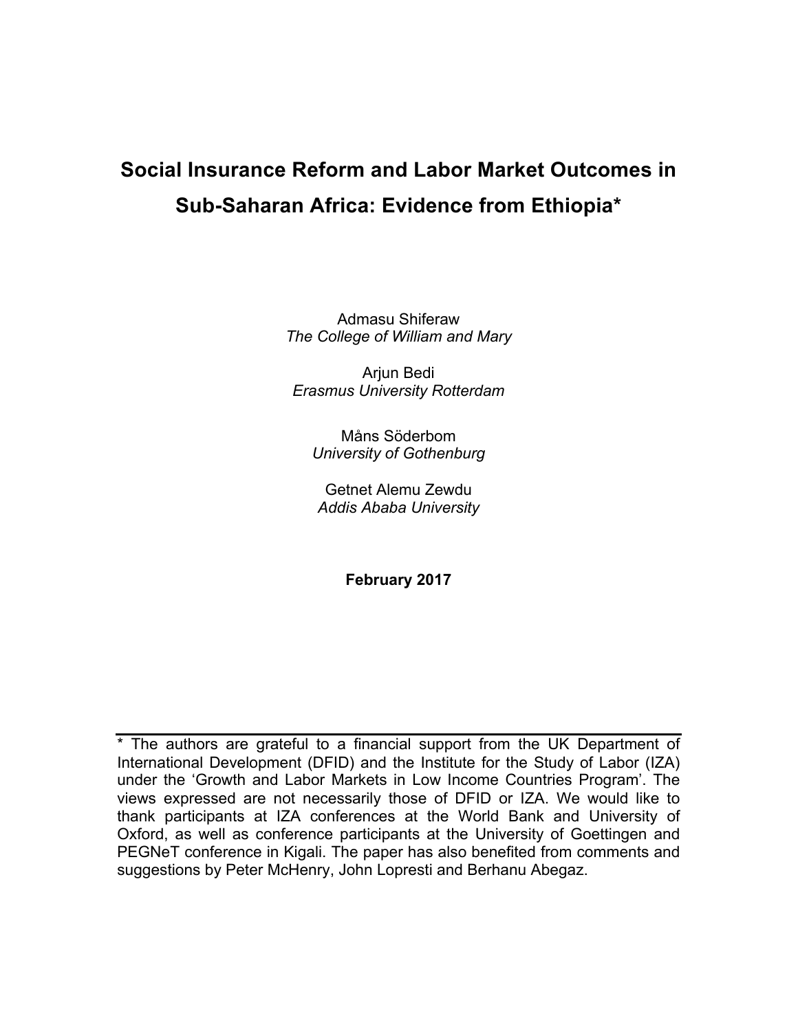# Social Insurance Reform and Labor Market Outcomes in Sub-Saharan Africa: Evidence from Ethiopia*

Admasu Shiferaw
*The College of William and Mary*

Arjun Bedi
*Erasmus University Rotterdam*

Måns Söderbom
*University of Gothenburg*

Getnet Alemu Zewdu
*Addis Ababa University*

**February 2017**

---

* The authors are grateful to a financial support from the UK Department of International Development (DFID) and the Institute for the Study of Labor (IZA) under the 'Growth and Labor Markets in Low Income Countries Program'. The views expressed are not necessarily those of DFID or IZA. We would like to thank participants at IZA conferences at the World Bank and University of Oxford, as well as conference participants at the University of Goettingen and PEGNeT conference in Kigali. The paper has also benefited from comments and suggestions by Peter McHenry, John Lopresti and Berhanu Abegaz.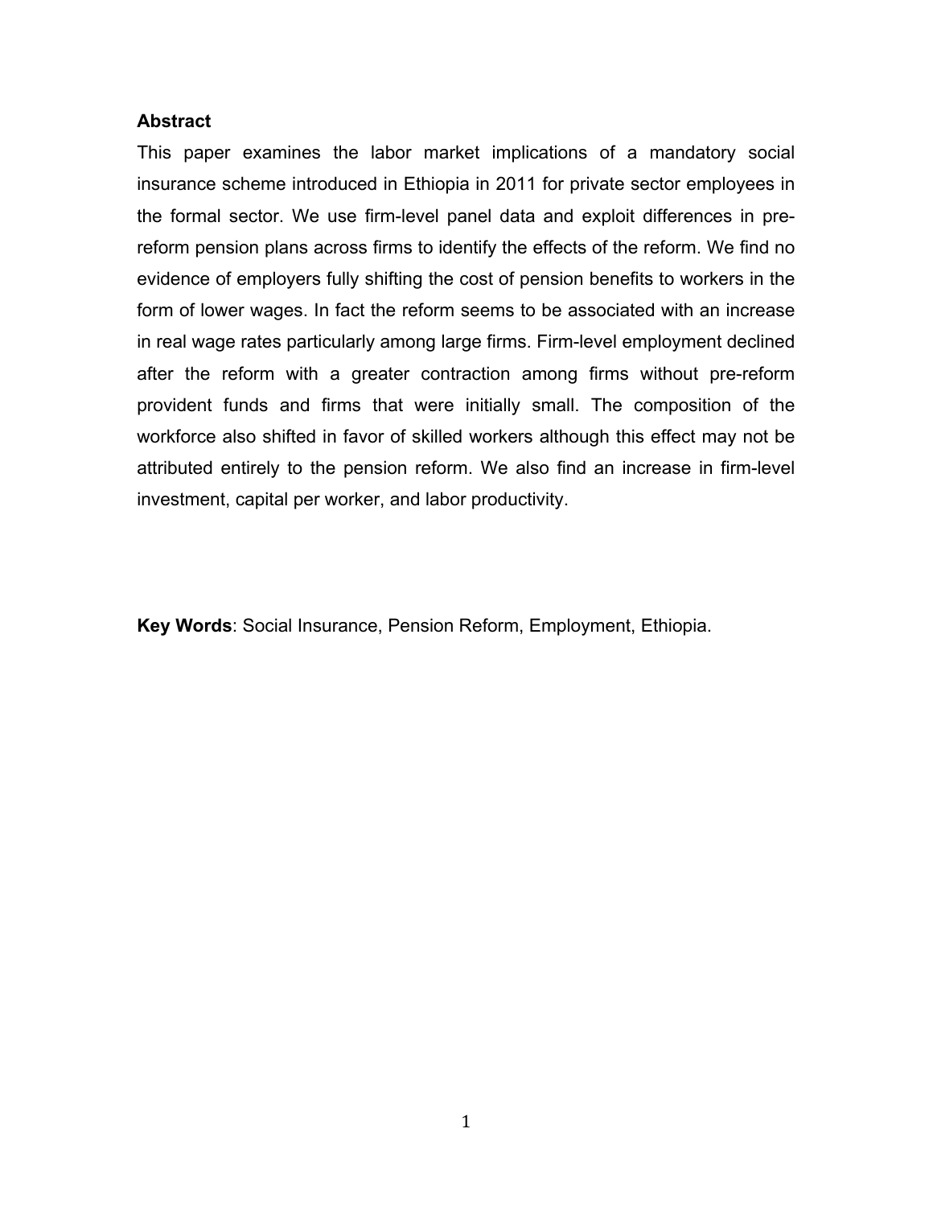**Abstract**

This paper examines the labor market implications of a mandatory social insurance scheme introduced in Ethiopia in 2011 for private sector employees in the formal sector. We use firm-level panel data and exploit differences in pre-reform pension plans across firms to identify the effects of the reform. We find no evidence of employers fully shifting the cost of pension benefits to workers in the form of lower wages. In fact the reform seems to be associated with an increase in real wage rates particularly among large firms. Firm-level employment declined after the reform with a greater contraction among firms without pre-reform provident funds and firms that were initially small. The composition of the workforce also shifted in favor of skilled workers although this effect may not be attributed entirely to the pension reform. We also find an increase in firm-level investment, capital per worker, and labor productivity.

**Key Words**: Social Insurance, Pension Reform, Employment, Ethiopia.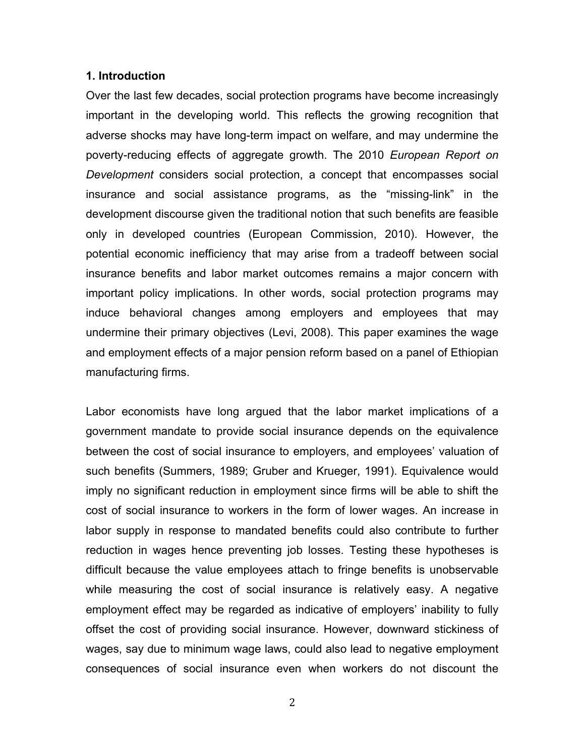## 1. Introduction

Over the last few decades, social protection programs have become increasingly important in the developing world. This reflects the growing recognition that adverse shocks may have long-term impact on welfare, and may undermine the poverty-reducing effects of aggregate growth. The 2010 *European Report on Development* considers social protection, a concept that encompasses social insurance and social assistance programs, as the "missing-link" in the development discourse given the traditional notion that such benefits are feasible only in developed countries (European Commission, 2010). However, the potential economic inefficiency that may arise from a tradeoff between social insurance benefits and labor market outcomes remains a major concern with important policy implications. In other words, social protection programs may induce behavioral changes among employers and employees that may undermine their primary objectives (Levi, 2008). This paper examines the wage and employment effects of a major pension reform based on a panel of Ethiopian manufacturing firms.

Labor economists have long argued that the labor market implications of a government mandate to provide social insurance depends on the equivalence between the cost of social insurance to employers, and employees' valuation of such benefits (Summers, 1989; Gruber and Krueger, 1991). Equivalence would imply no significant reduction in employment since firms will be able to shift the cost of social insurance to workers in the form of lower wages. An increase in labor supply in response to mandated benefits could also contribute to further reduction in wages hence preventing job losses. Testing these hypotheses is difficult because the value employees attach to fringe benefits is unobservable while measuring the cost of social insurance is relatively easy. A negative employment effect may be regarded as indicative of employers' inability to fully offset the cost of providing social insurance. However, downward stickiness of wages, say due to minimum wage laws, could also lead to negative employment consequences of social insurance even when workers do not discount the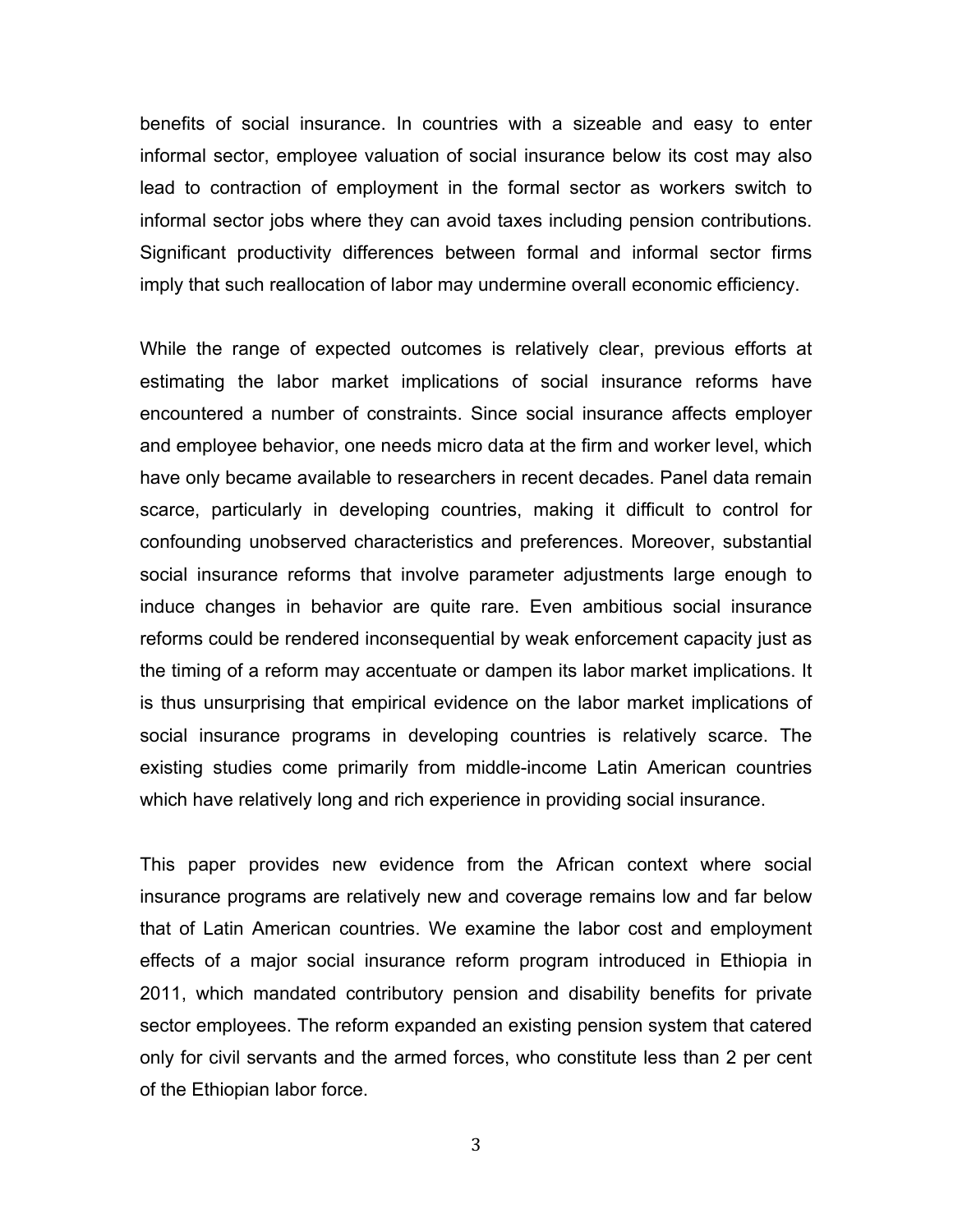benefits of social insurance. In countries with a sizeable and easy to enter informal sector, employee valuation of social insurance below its cost may also lead to contraction of employment in the formal sector as workers switch to informal sector jobs where they can avoid taxes including pension contributions. Significant productivity differences between formal and informal sector firms imply that such reallocation of labor may undermine overall economic efficiency.

While the range of expected outcomes is relatively clear, previous efforts at estimating the labor market implications of social insurance reforms have encountered a number of constraints. Since social insurance affects employer and employee behavior, one needs micro data at the firm and worker level, which have only became available to researchers in recent decades. Panel data remain scarce, particularly in developing countries, making it difficult to control for confounding unobserved characteristics and preferences. Moreover, substantial social insurance reforms that involve parameter adjustments large enough to induce changes in behavior are quite rare. Even ambitious social insurance reforms could be rendered inconsequential by weak enforcement capacity just as the timing of a reform may accentuate or dampen its labor market implications. It is thus unsurprising that empirical evidence on the labor market implications of social insurance programs in developing countries is relatively scarce. The existing studies come primarily from middle-income Latin American countries which have relatively long and rich experience in providing social insurance.

This paper provides new evidence from the African context where social insurance programs are relatively new and coverage remains low and far below that of Latin American countries. We examine the labor cost and employment effects of a major social insurance reform program introduced in Ethiopia in 2011, which mandated contributory pension and disability benefits for private sector employees. The reform expanded an existing pension system that catered only for civil servants and the armed forces, who constitute less than 2 per cent of the Ethiopian labor force.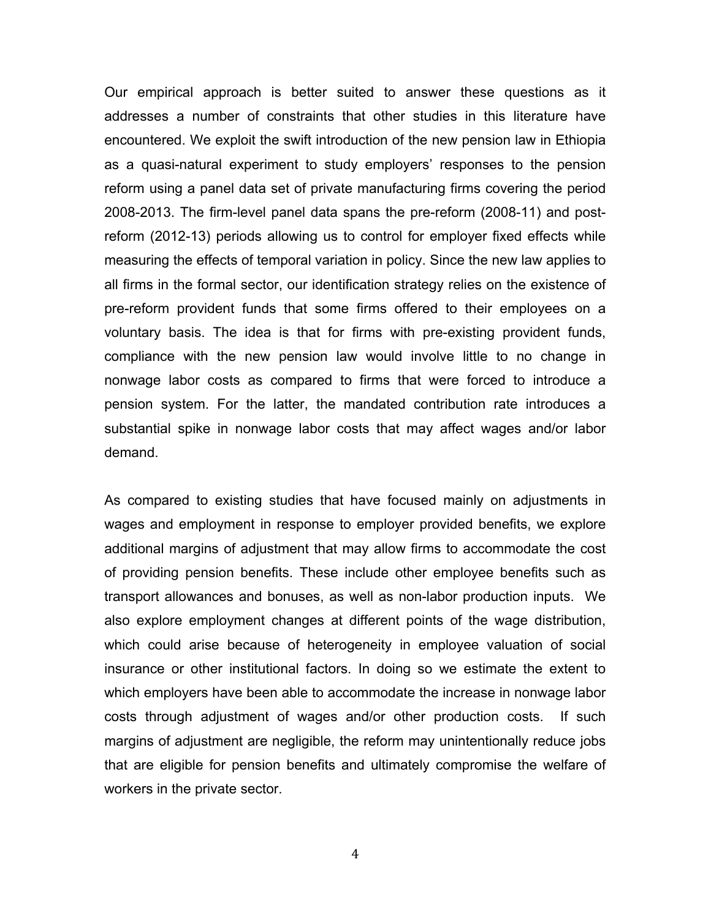Our empirical approach is better suited to answer these questions as it addresses a number of constraints that other studies in this literature have encountered. We exploit the swift introduction of the new pension law in Ethiopia as a quasi-natural experiment to study employers' responses to the pension reform using a panel data set of private manufacturing firms covering the period 2008-2013. The firm-level panel data spans the pre-reform (2008-11) and post-reform (2012-13) periods allowing us to control for employer fixed effects while measuring the effects of temporal variation in policy. Since the new law applies to all firms in the formal sector, our identification strategy relies on the existence of pre-reform provident funds that some firms offered to their employees on a voluntary basis. The idea is that for firms with pre-existing provident funds, compliance with the new pension law would involve little to no change in nonwage labor costs as compared to firms that were forced to introduce a pension system. For the latter, the mandated contribution rate introduces a substantial spike in nonwage labor costs that may affect wages and/or labor demand.

As compared to existing studies that have focused mainly on adjustments in wages and employment in response to employer provided benefits, we explore additional margins of adjustment that may allow firms to accommodate the cost of providing pension benefits. These include other employee benefits such as transport allowances and bonuses, as well as non-labor production inputs. We also explore employment changes at different points of the wage distribution, which could arise because of heterogeneity in employee valuation of social insurance or other institutional factors. In doing so we estimate the extent to which employers have been able to accommodate the increase in nonwage labor costs through adjustment of wages and/or other production costs. If such margins of adjustment are negligible, the reform may unintentionally reduce jobs that are eligible for pension benefits and ultimately compromise the welfare of workers in the private sector.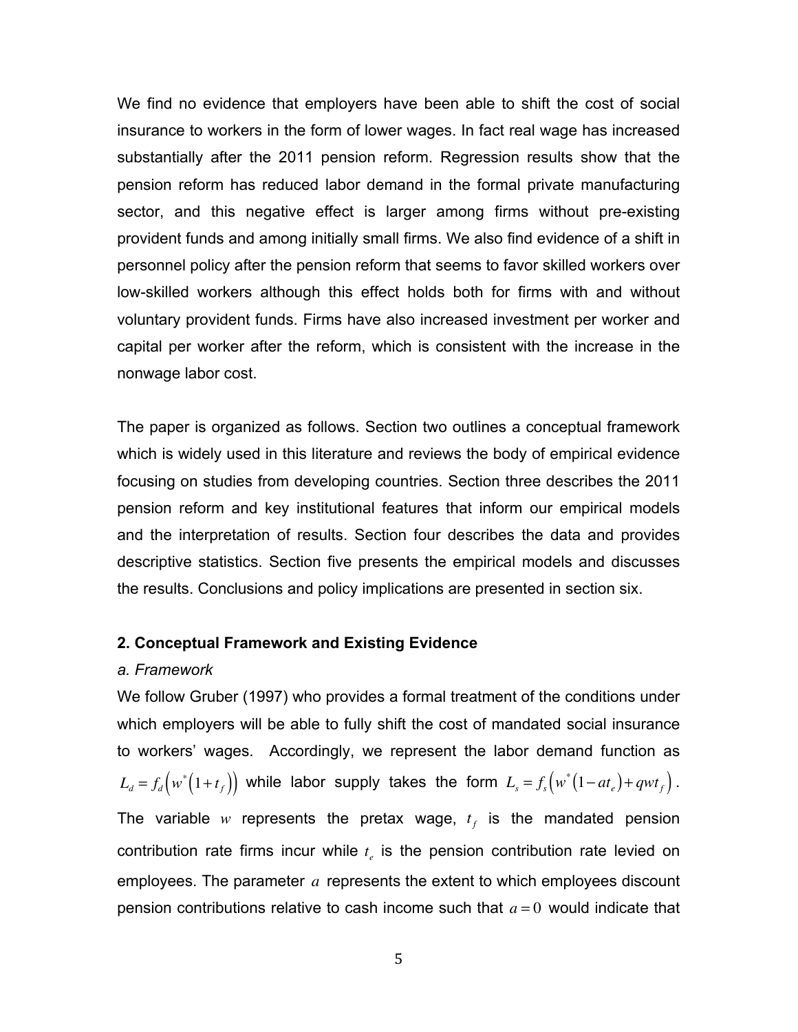We find no evidence that employers have been able to shift the cost of social insurance to workers in the form of lower wages. In fact real wage has increased substantially after the 2011 pension reform. Regression results show that the pension reform has reduced labor demand in the formal private manufacturing sector, and this negative effect is larger among firms without pre-existing provident funds and among initially small firms. We also find evidence of a shift in personnel policy after the pension reform that seems to favor skilled workers over low-skilled workers although this effect holds both for firms with and without voluntary provident funds. Firms have also increased investment per worker and capital per worker after the reform, which is consistent with the increase in the nonwage labor cost.

The paper is organized as follows. Section two outlines a conceptual framework which is widely used in this literature and reviews the body of empirical evidence focusing on studies from developing countries. Section three describes the 2011 pension reform and key institutional features that inform our empirical models and the interpretation of results. Section four describes the data and provides descriptive statistics. Section five presents the empirical models and discusses the results. Conclusions and policy implications are presented in section six.

## 2. Conceptual Framework and Existing Evidence

### *a. Framework*

We follow Gruber (1997) who provides a formal treatment of the conditions under which employers will be able to fully shift the cost of mandated social insurance to workers' wages. Accordingly, we represent the labor demand function as $L_d = f_d\left(w^*\left(1+t_f\right)\right)$ while labor supply takes the form $L_s = f_s\left(w^*\left(1-at_e\right)+qwt_f\right)$. The variable $w$ represents the pretax wage, $t_f$ is the mandated pension contribution rate firms incur while $t_e$ is the pension contribution rate levied on employees. The parameter $a$ represents the extent to which employees discount pension contributions relative to cash income such that $a=0$ would indicate that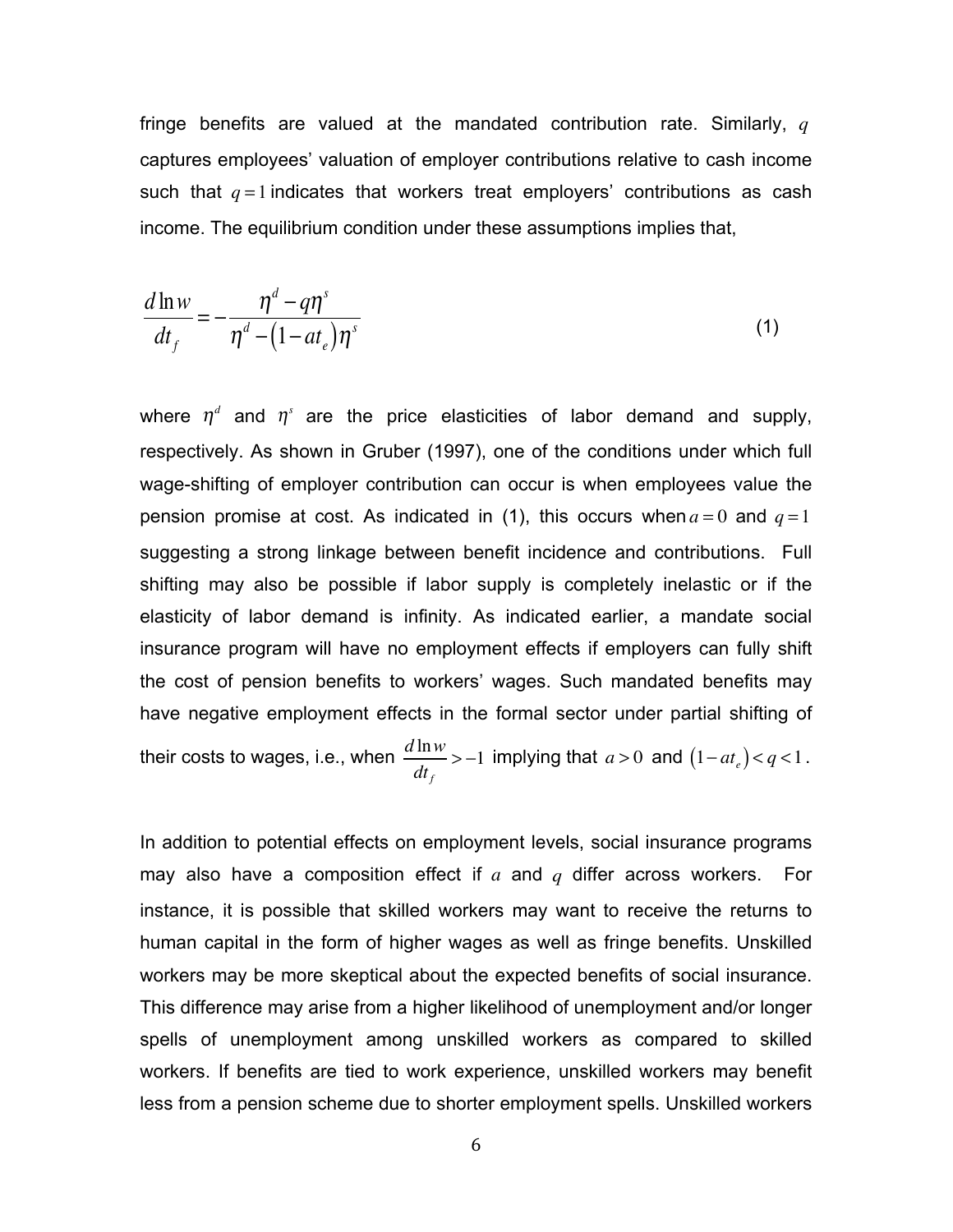fringe benefits are valued at the mandated contribution rate. Similarly, $q$ captures employees' valuation of employer contributions relative to cash income such that $q=1$ indicates that workers treat employers' contributions as cash income. The equilibrium condition under these assumptions implies that,

$$\frac{d\ln w}{dt_f} = -\frac{\eta^d - q\eta^s}{\eta^d - \left(1 - at_e\right)\eta^s} \tag{1}$$

where $\eta^d$ and $\eta^s$ are the price elasticities of labor demand and supply, respectively. As shown in Gruber (1997), one of the conditions under which full wage-shifting of employer contribution can occur is when employees value the pension promise at cost. As indicated in (1), this occurs when $a=0$ and $q=1$ suggesting a strong linkage between benefit incidence and contributions. Full shifting may also be possible if labor supply is completely inelastic or if the elasticity of labor demand is infinity. As indicated earlier, a mandate social insurance program will have no employment effects if employers can fully shift the cost of pension benefits to workers' wages. Such mandated benefits may have negative employment effects in the formal sector under partial shifting of their costs to wages, i.e., when $\frac{d\ln w}{dt_f} > -1$ implying that $a > 0$ and $\left(1-at_e\right) < q < 1$.

In addition to potential effects on employment levels, social insurance programs may also have a composition effect if $a$ and $q$ differ across workers. For instance, it is possible that skilled workers may want to receive the returns to human capital in the form of higher wages as well as fringe benefits. Unskilled workers may be more skeptical about the expected benefits of social insurance. This difference may arise from a higher likelihood of unemployment and/or longer spells of unemployment among unskilled workers as compared to skilled workers. If benefits are tied to work experience, unskilled workers may benefit less from a pension scheme due to shorter employment spells. Unskilled workers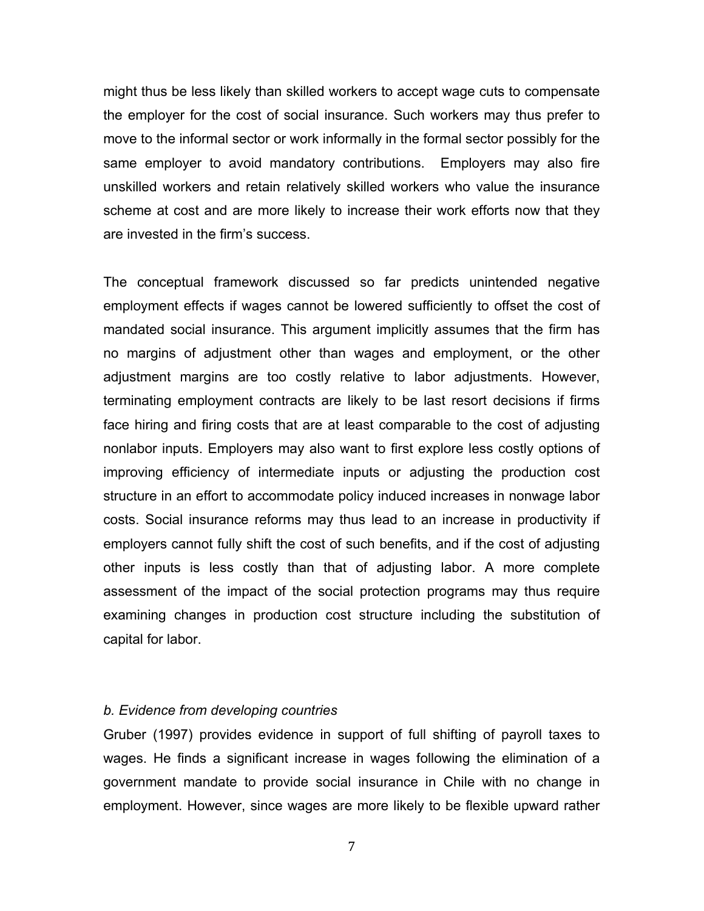might thus be less likely than skilled workers to accept wage cuts to compensate the employer for the cost of social insurance. Such workers may thus prefer to move to the informal sector or work informally in the formal sector possibly for the same employer to avoid mandatory contributions. Employers may also fire unskilled workers and retain relatively skilled workers who value the insurance scheme at cost and are more likely to increase their work efforts now that they are invested in the firm's success.

The conceptual framework discussed so far predicts unintended negative employment effects if wages cannot be lowered sufficiently to offset the cost of mandated social insurance. This argument implicitly assumes that the firm has no margins of adjustment other than wages and employment, or the other adjustment margins are too costly relative to labor adjustments. However, terminating employment contracts are likely to be last resort decisions if firms face hiring and firing costs that are at least comparable to the cost of adjusting nonlabor inputs. Employers may also want to first explore less costly options of improving efficiency of intermediate inputs or adjusting the production cost structure in an effort to accommodate policy induced increases in nonwage labor costs. Social insurance reforms may thus lead to an increase in productivity if employers cannot fully shift the cost of such benefits, and if the cost of adjusting other inputs is less costly than that of adjusting labor. A more complete assessment of the impact of the social protection programs may thus require examining changes in production cost structure including the substitution of capital for labor.

### *b. Evidence from developing countries*

Gruber (1997) provides evidence in support of full shifting of payroll taxes to wages. He finds a significant increase in wages following the elimination of a government mandate to provide social insurance in Chile with no change in employment. However, since wages are more likely to be flexible upward rather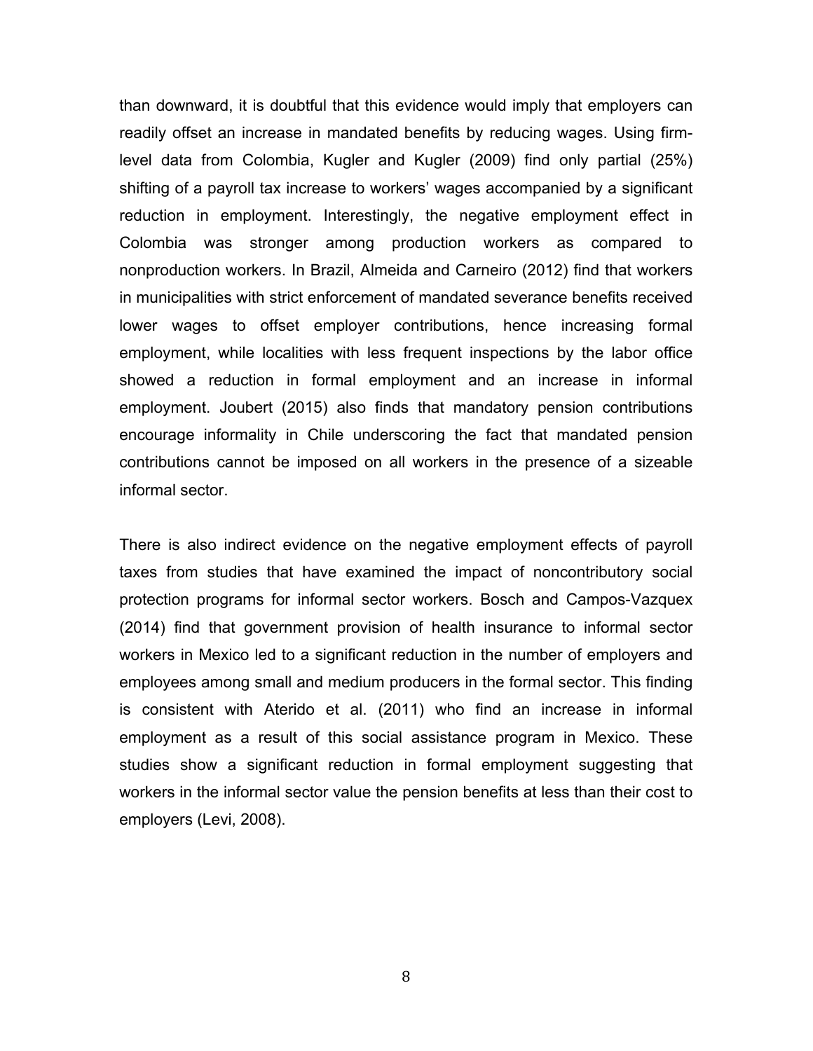than downward, it is doubtful that this evidence would imply that employers can readily offset an increase in mandated benefits by reducing wages. Using firm-level data from Colombia, Kugler and Kugler (2009) find only partial (25%) shifting of a payroll tax increase to workers' wages accompanied by a significant reduction in employment. Interestingly, the negative employment effect in Colombia was stronger among production workers as compared to nonproduction workers. In Brazil, Almeida and Carneiro (2012) find that workers in municipalities with strict enforcement of mandated severance benefits received lower wages to offset employer contributions, hence increasing formal employment, while localities with less frequent inspections by the labor office showed a reduction in formal employment and an increase in informal employment. Joubert (2015) also finds that mandatory pension contributions encourage informality in Chile underscoring the fact that mandated pension contributions cannot be imposed on all workers in the presence of a sizeable informal sector.

There is also indirect evidence on the negative employment effects of payroll taxes from studies that have examined the impact of noncontributory social protection programs for informal sector workers. Bosch and Campos-Vazquex (2014) find that government provision of health insurance to informal sector workers in Mexico led to a significant reduction in the number of employers and employees among small and medium producers in the formal sector. This finding is consistent with Aterido et al. (2011) who find an increase in informal employment as a result of this social assistance program in Mexico. These studies show a significant reduction in formal employment suggesting that workers in the informal sector value the pension benefits at less than their cost to employers (Levi, 2008).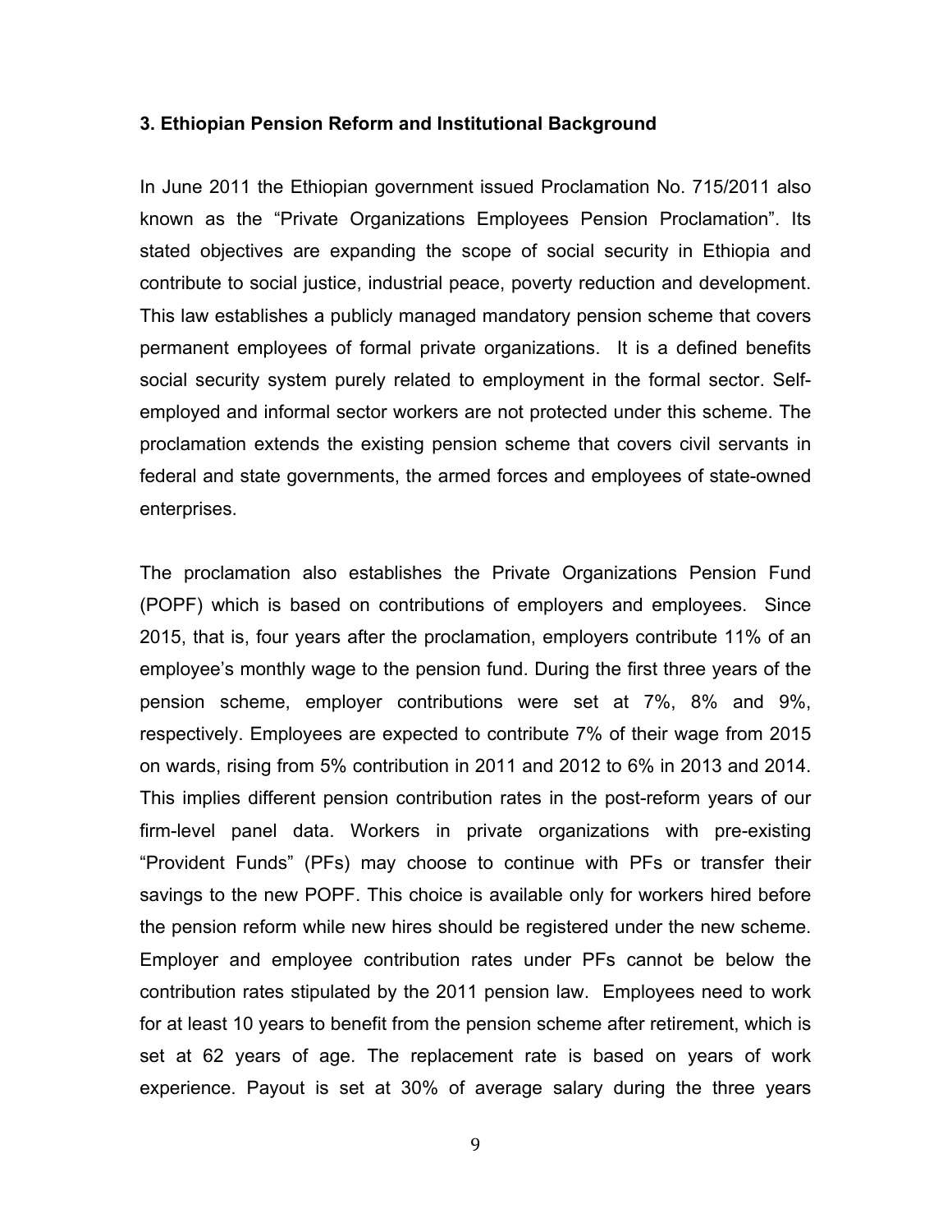### 3. Ethiopian Pension Reform and Institutional Background

In June 2011 the Ethiopian government issued Proclamation No. 715/2011 also known as the "Private Organizations Employees Pension Proclamation". Its stated objectives are expanding the scope of social security in Ethiopia and contribute to social justice, industrial peace, poverty reduction and development. This law establishes a publicly managed mandatory pension scheme that covers permanent employees of formal private organizations. It is a defined benefits social security system purely related to employment in the formal sector. Self-employed and informal sector workers are not protected under this scheme. The proclamation extends the existing pension scheme that covers civil servants in federal and state governments, the armed forces and employees of state-owned enterprises.

The proclamation also establishes the Private Organizations Pension Fund (POPF) which is based on contributions of employers and employees. Since 2015, that is, four years after the proclamation, employers contribute 11% of an employee's monthly wage to the pension fund. During the first three years of the pension scheme, employer contributions were set at 7%, 8% and 9%, respectively. Employees are expected to contribute 7% of their wage from 2015 on wards, rising from 5% contribution in 2011 and 2012 to 6% in 2013 and 2014. This implies different pension contribution rates in the post-reform years of our firm-level panel data. Workers in private organizations with pre-existing "Provident Funds" (PFs) may choose to continue with PFs or transfer their savings to the new POPF. This choice is available only for workers hired before the pension reform while new hires should be registered under the new scheme. Employer and employee contribution rates under PFs cannot be below the contribution rates stipulated by the 2011 pension law. Employees need to work for at least 10 years to benefit from the pension scheme after retirement, which is set at 62 years of age. The replacement rate is based on years of work experience. Payout is set at 30% of average salary during the three years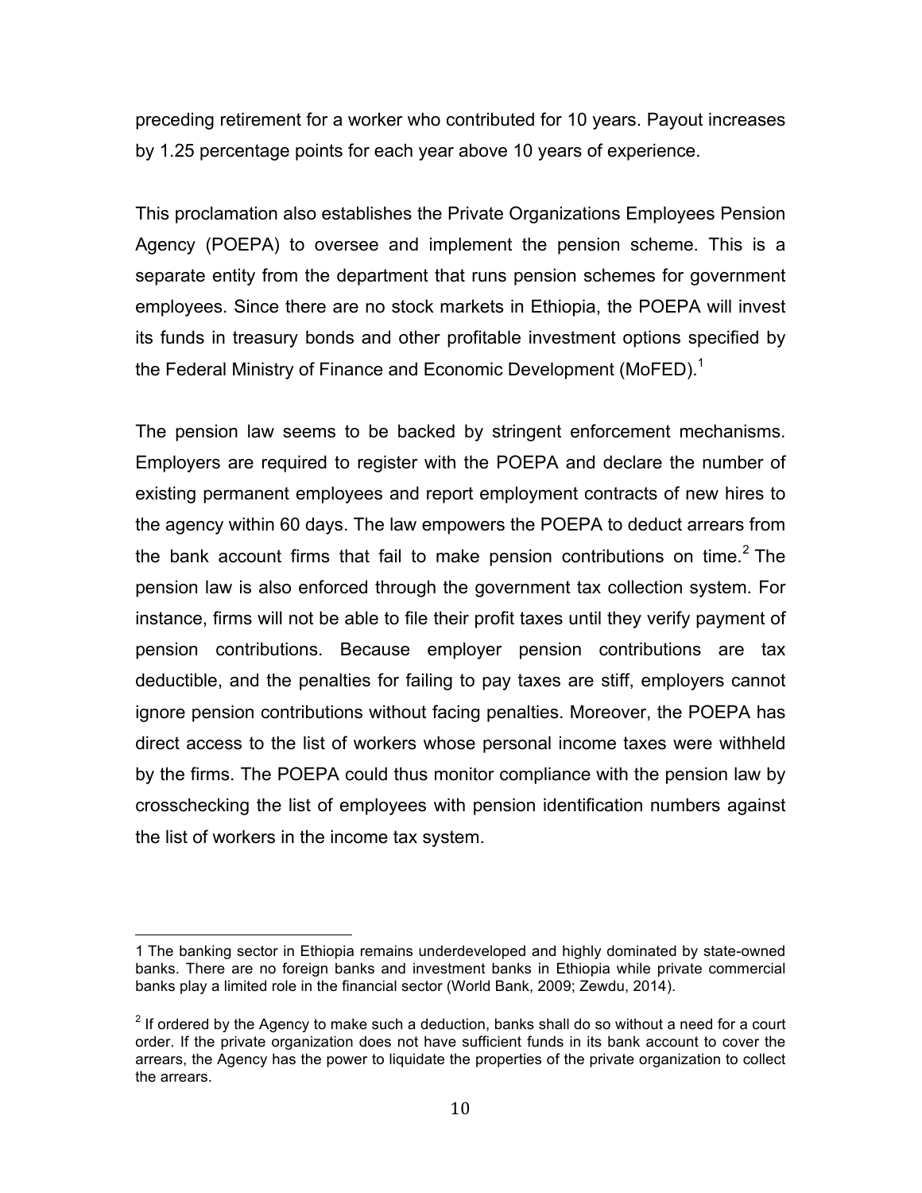preceding retirement for a worker who contributed for 10 years. Payout increases by 1.25 percentage points for each year above 10 years of experience.

This proclamation also establishes the Private Organizations Employees Pension Agency (POEPA) to oversee and implement the pension scheme. This is a separate entity from the department that runs pension schemes for government employees. Since there are no stock markets in Ethiopia, the POEPA will invest its funds in treasury bonds and other profitable investment options specified by the Federal Ministry of Finance and Economic Development (MoFED).[1]

The pension law seems to be backed by stringent enforcement mechanisms. Employers are required to register with the POEPA and declare the number of existing permanent employees and report employment contracts of new hires to the agency within 60 days. The law empowers the POEPA to deduct arrears from the bank account firms that fail to make pension contributions on time.[2] The pension law is also enforced through the government tax collection system. For instance, firms will not be able to file their profit taxes until they verify payment of pension contributions. Because employer pension contributions are tax deductible, and the penalties for failing to pay taxes are stiff, employers cannot ignore pension contributions without facing penalties. Moreover, the POEPA has direct access to the list of workers whose personal income taxes were withheld by the firms. The POEPA could thus monitor compliance with the pension law by crosschecking the list of employees with pension identification numbers against the list of workers in the income tax system.

---

1 The banking sector in Ethiopia remains underdeveloped and highly dominated by state-owned banks. There are no foreign banks and investment banks in Ethiopia while private commercial banks play a limited role in the financial sector (World Bank, 2009; Zewdu, 2014).

2 If ordered by the Agency to make such a deduction, banks shall do so without a need for a court order. If the private organization does not have sufficient funds in its bank account to cover the arrears, the Agency has the power to liquidate the properties of the private organization to collect the arrears.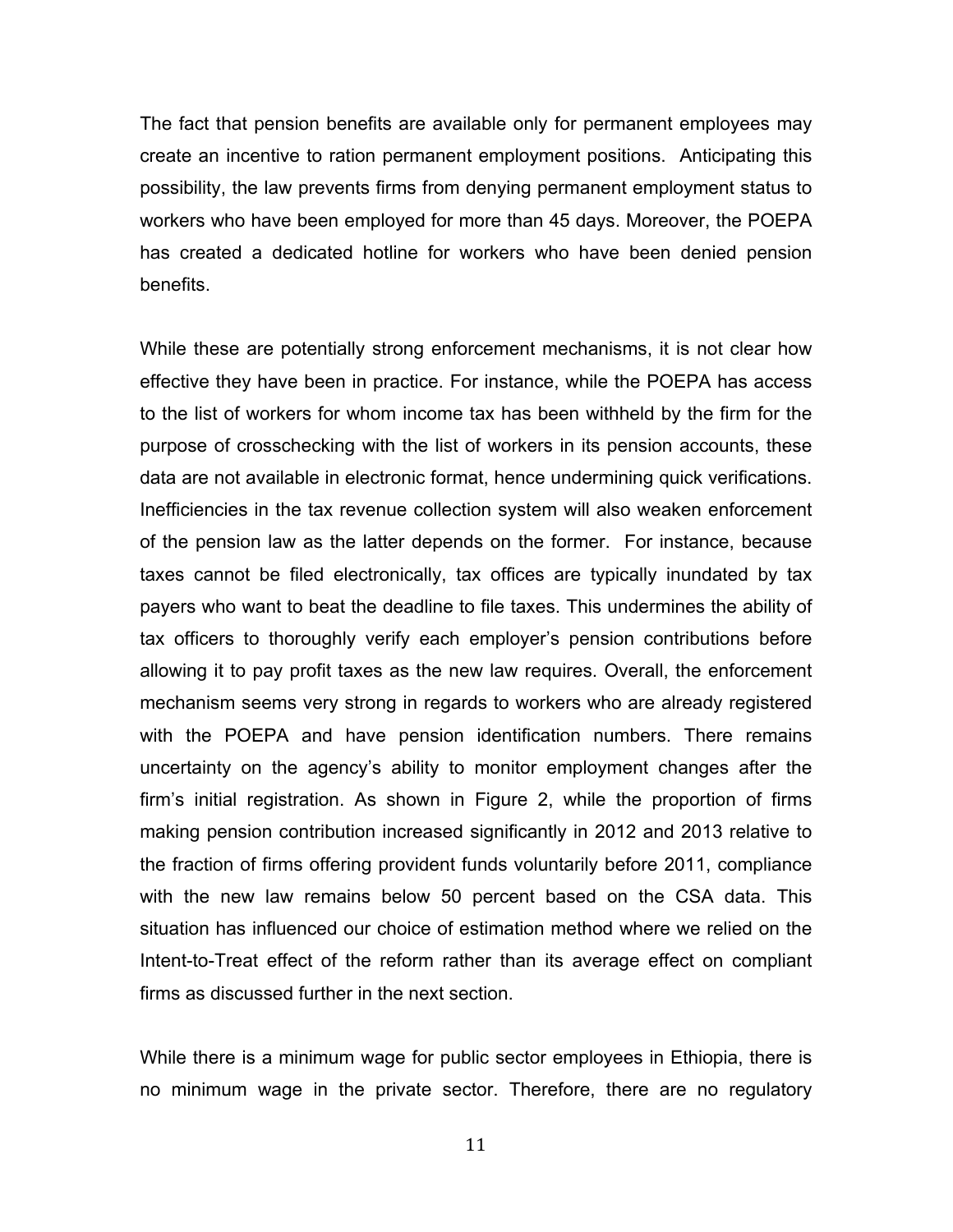The fact that pension benefits are available only for permanent employees may create an incentive to ration permanent employment positions. Anticipating this possibility, the law prevents firms from denying permanent employment status to workers who have been employed for more than 45 days. Moreover, the POEPA has created a dedicated hotline for workers who have been denied pension benefits.

While these are potentially strong enforcement mechanisms, it is not clear how effective they have been in practice. For instance, while the POEPA has access to the list of workers for whom income tax has been withheld by the firm for the purpose of crosschecking with the list of workers in its pension accounts, these data are not available in electronic format, hence undermining quick verifications. Inefficiencies in the tax revenue collection system will also weaken enforcement of the pension law as the latter depends on the former. For instance, because taxes cannot be filed electronically, tax offices are typically inundated by tax payers who want to beat the deadline to file taxes. This undermines the ability of tax officers to thoroughly verify each employer's pension contributions before allowing it to pay profit taxes as the new law requires. Overall, the enforcement mechanism seems very strong in regards to workers who are already registered with the POEPA and have pension identification numbers. There remains uncertainty on the agency's ability to monitor employment changes after the firm's initial registration. As shown in Figure 2, while the proportion of firms making pension contribution increased significantly in 2012 and 2013 relative to the fraction of firms offering provident funds voluntarily before 2011, compliance with the new law remains below 50 percent based on the CSA data. This situation has influenced our choice of estimation method where we relied on the Intent-to-Treat effect of the reform rather than its average effect on compliant firms as discussed further in the next section.

While there is a minimum wage for public sector employees in Ethiopia, there is no minimum wage in the private sector. Therefore, there are no regulatory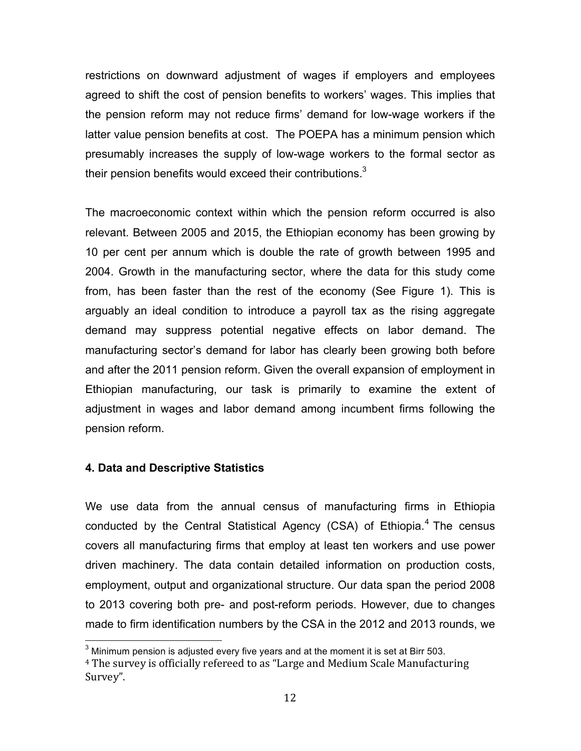restrictions on downward adjustment of wages if employers and employees agreed to shift the cost of pension benefits to workers' wages. This implies that the pension reform may not reduce firms' demand for low-wage workers if the latter value pension benefits at cost. The POEPA has a minimum pension which presumably increases the supply of low-wage workers to the formal sector as their pension benefits would exceed their contributions.[3]

The macroeconomic context within which the pension reform occurred is also relevant. Between 2005 and 2015, the Ethiopian economy has been growing by 10 per cent per annum which is double the rate of growth between 1995 and 2004. Growth in the manufacturing sector, where the data for this study come from, has been faster than the rest of the economy (See Figure 1). This is arguably an ideal condition to introduce a payroll tax as the rising aggregate demand may suppress potential negative effects on labor demand. The manufacturing sector's demand for labor has clearly been growing both before and after the 2011 pension reform. Given the overall expansion of employment in Ethiopian manufacturing, our task is primarily to examine the extent of adjustment in wages and labor demand among incumbent firms following the pension reform.

## 4. Data and Descriptive Statistics

We use data from the annual census of manufacturing firms in Ethiopia conducted by the Central Statistical Agency (CSA) of Ethiopia.[4] The census covers all manufacturing firms that employ at least ten workers and use power driven machinery. The data contain detailed information on production costs, employment, output and organizational structure. Our data span the period 2008 to 2013 covering both pre- and post-reform periods. However, due to changes made to firm identification numbers by the CSA in the 2012 and 2013 rounds, we

[3] Minimum pension is adjusted every five years and at the moment it is set at Birr 503.

[4] The survey is officially refereed to as "Large and Medium Scale Manufacturing Survey".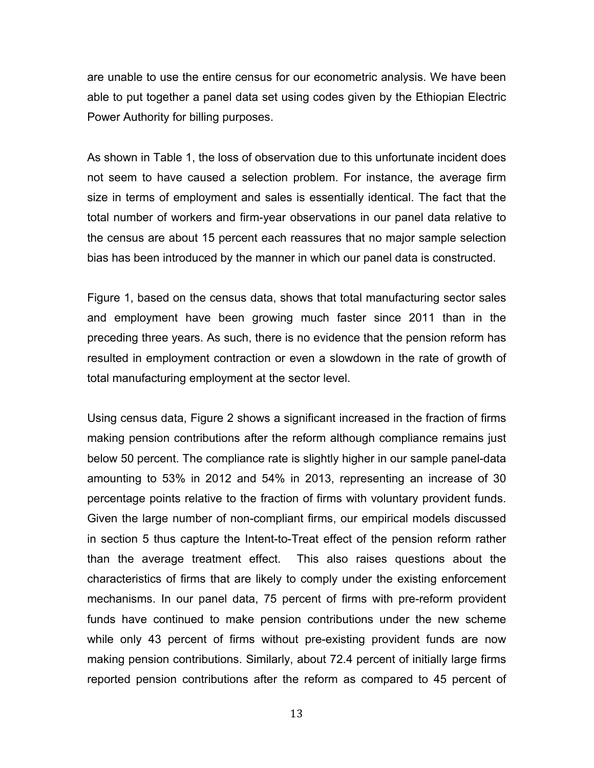are unable to use the entire census for our econometric analysis. We have been able to put together a panel data set using codes given by the Ethiopian Electric Power Authority for billing purposes.

As shown in Table 1, the loss of observation due to this unfortunate incident does not seem to have caused a selection problem. For instance, the average firm size in terms of employment and sales is essentially identical. The fact that the total number of workers and firm-year observations in our panel data relative to the census are about 15 percent each reassures that no major sample selection bias has been introduced by the manner in which our panel data is constructed.

Figure 1, based on the census data, shows that total manufacturing sector sales and employment have been growing much faster since 2011 than in the preceding three years. As such, there is no evidence that the pension reform has resulted in employment contraction or even a slowdown in the rate of growth of total manufacturing employment at the sector level.

Using census data, Figure 2 shows a significant increased in the fraction of firms making pension contributions after the reform although compliance remains just below 50 percent. The compliance rate is slightly higher in our sample panel-data amounting to 53% in 2012 and 54% in 2013, representing an increase of 30 percentage points relative to the fraction of firms with voluntary provident funds. Given the large number of non-compliant firms, our empirical models discussed in section 5 thus capture the Intent-to-Treat effect of the pension reform rather than the average treatment effect. This also raises questions about the characteristics of firms that are likely to comply under the existing enforcement mechanisms. In our panel data, 75 percent of firms with pre-reform provident funds have continued to make pension contributions under the new scheme while only 43 percent of firms without pre-existing provident funds are now making pension contributions. Similarly, about 72.4 percent of initially large firms reported pension contributions after the reform as compared to 45 percent of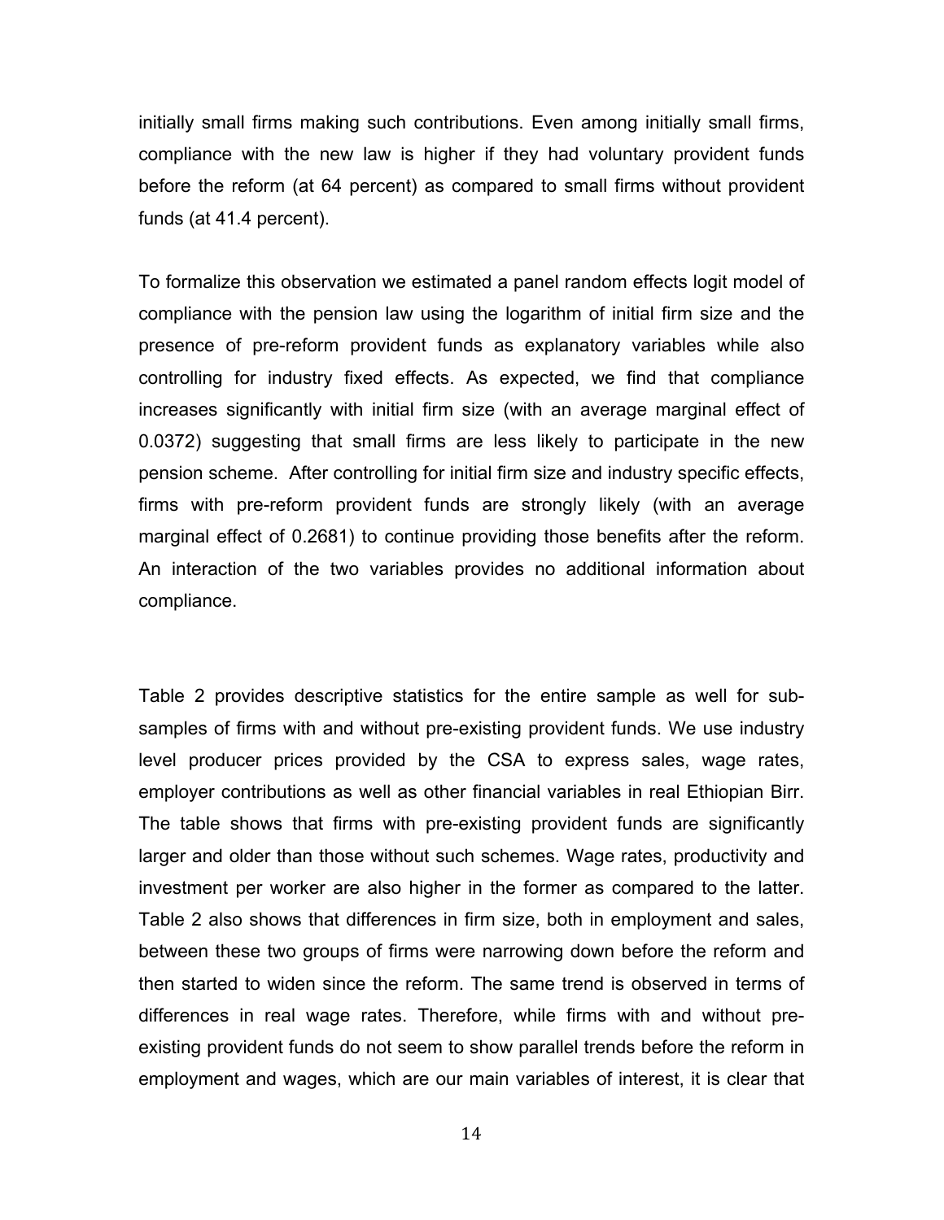initially small firms making such contributions. Even among initially small firms, compliance with the new law is higher if they had voluntary provident funds before the reform (at 64 percent) as compared to small firms without provident funds (at 41.4 percent).

To formalize this observation we estimated a panel random effects logit model of compliance with the pension law using the logarithm of initial firm size and the presence of pre-reform provident funds as explanatory variables while also controlling for industry fixed effects. As expected, we find that compliance increases significantly with initial firm size (with an average marginal effect of 0.0372) suggesting that small firms are less likely to participate in the new pension scheme. After controlling for initial firm size and industry specific effects, firms with pre-reform provident funds are strongly likely (with an average marginal effect of 0.2681) to continue providing those benefits after the reform. An interaction of the two variables provides no additional information about compliance.

Table 2 provides descriptive statistics for the entire sample as well for sub-samples of firms with and without pre-existing provident funds. We use industry level producer prices provided by the CSA to express sales, wage rates, employer contributions as well as other financial variables in real Ethiopian Birr. The table shows that firms with pre-existing provident funds are significantly larger and older than those without such schemes. Wage rates, productivity and investment per worker are also higher in the former as compared to the latter. Table 2 also shows that differences in firm size, both in employment and sales, between these two groups of firms were narrowing down before the reform and then started to widen since the reform. The same trend is observed in terms of differences in real wage rates. Therefore, while firms with and without pre-existing provident funds do not seem to show parallel trends before the reform in employment and wages, which are our main variables of interest, it is clear that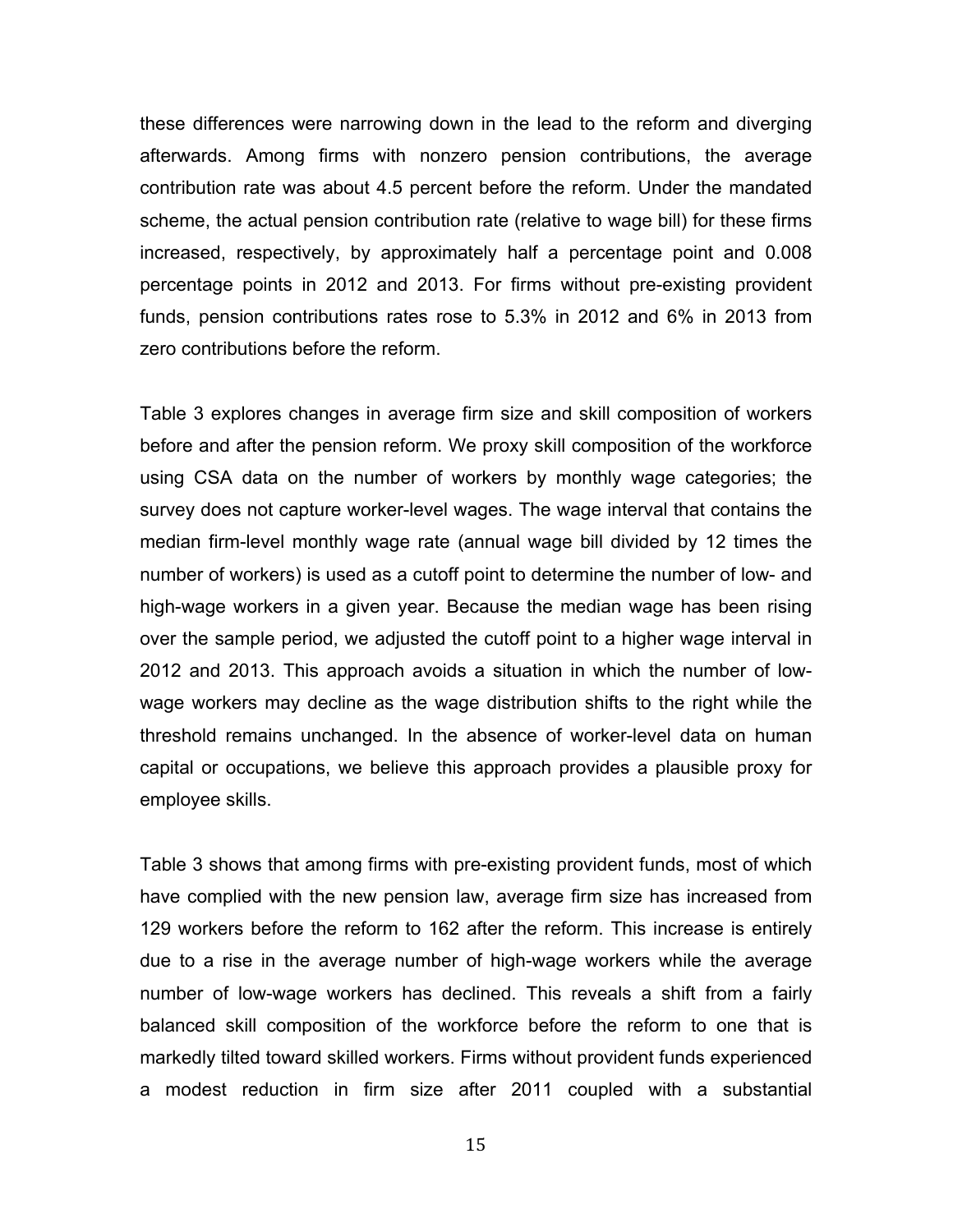these differences were narrowing down in the lead to the reform and diverging afterwards. Among firms with nonzero pension contributions, the average contribution rate was about 4.5 percent before the reform. Under the mandated scheme, the actual pension contribution rate (relative to wage bill) for these firms increased, respectively, by approximately half a percentage point and 0.008 percentage points in 2012 and 2013. For firms without pre-existing provident funds, pension contributions rates rose to 5.3% in 2012 and 6% in 2013 from zero contributions before the reform.

Table 3 explores changes in average firm size and skill composition of workers before and after the pension reform. We proxy skill composition of the workforce using CSA data on the number of workers by monthly wage categories; the survey does not capture worker-level wages. The wage interval that contains the median firm-level monthly wage rate (annual wage bill divided by 12 times the number of workers) is used as a cutoff point to determine the number of low- and high-wage workers in a given year. Because the median wage has been rising over the sample period, we adjusted the cutoff point to a higher wage interval in 2012 and 2013. This approach avoids a situation in which the number of low-wage workers may decline as the wage distribution shifts to the right while the threshold remains unchanged. In the absence of worker-level data on human capital or occupations, we believe this approach provides a plausible proxy for employee skills.

Table 3 shows that among firms with pre-existing provident funds, most of which have complied with the new pension law, average firm size has increased from 129 workers before the reform to 162 after the reform. This increase is entirely due to a rise in the average number of high-wage workers while the average number of low-wage workers has declined. This reveals a shift from a fairly balanced skill composition of the workforce before the reform to one that is markedly tilted toward skilled workers. Firms without provident funds experienced a modest reduction in firm size after 2011 coupled with a substantial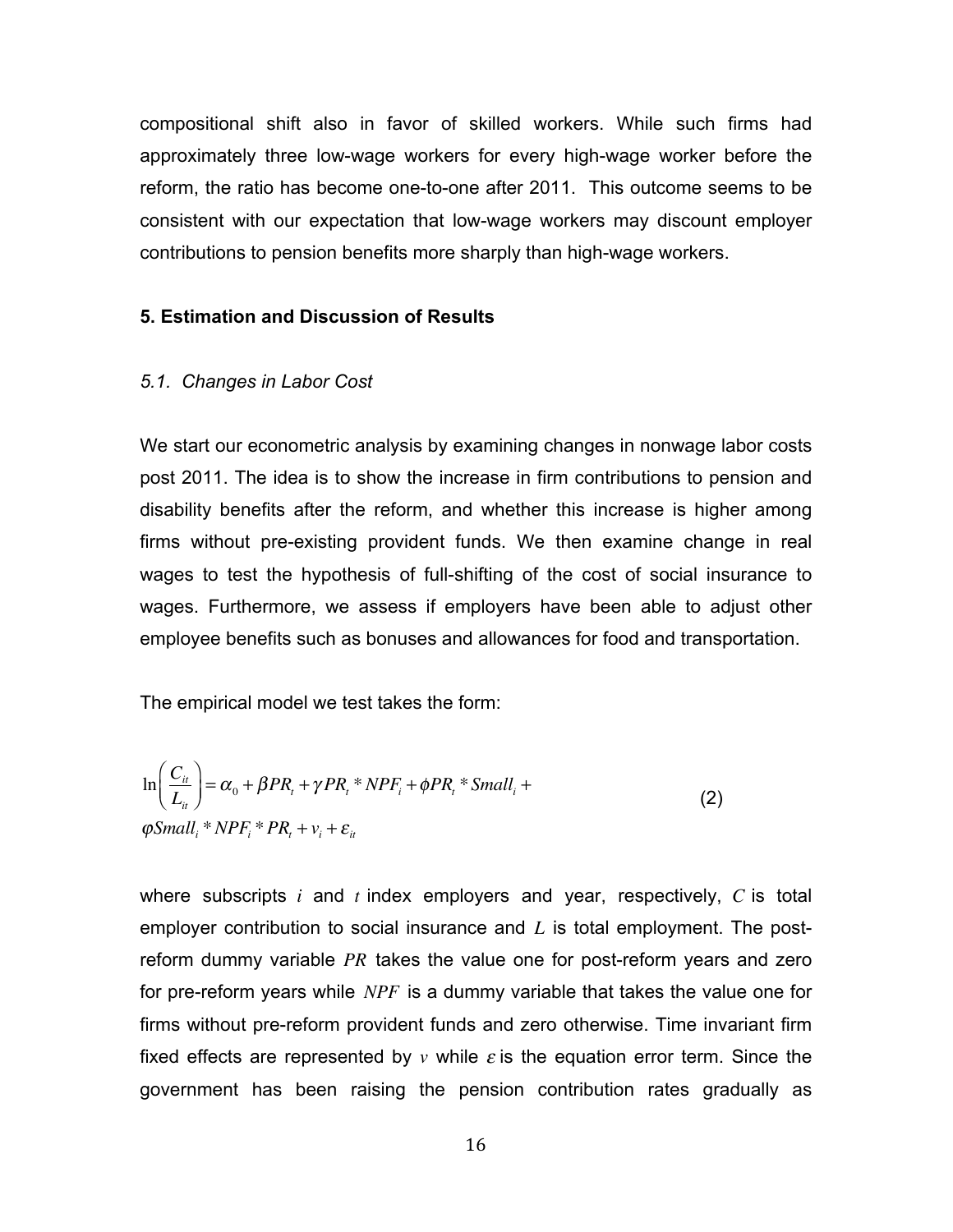compositional shift also in favor of skilled workers. While such firms had approximately three low-wage workers for every high-wage worker before the reform, the ratio has become one-to-one after 2011. This outcome seems to be consistent with our expectation that low-wage workers may discount employer contributions to pension benefits more sharply than high-wage workers.

## 5. Estimation and Discussion of Results

### *5.1. Changes in Labor Cost*

We start our econometric analysis by examining changes in nonwage labor costs post 2011. The idea is to show the increase in firm contributions to pension and disability benefits after the reform, and whether this increase is higher among firms without pre-existing provident funds. We then examine change in real wages to test the hypothesis of full-shifting of the cost of social insurance to wages. Furthermore, we assess if employers have been able to adjust other employee benefits such as bonuses and allowances for food and transportation.

The empirical model we test takes the form:

$$\ln\left(\frac{C_{it}}{L_{it}}\right) = \alpha_0 + \beta PR_t + \gamma PR_t * NPF_i + \phi PR_t * Small_i + \varphi Small_i * NPF_i * PR_t + v_i + \varepsilon_{it} \tag{2}$$

where subscripts $i$ and $t$ index employers and year, respectively, $C$ is total employer contribution to social insurance and $L$ is total employment. The post-reform dummy variable $PR$ takes the value one for post-reform years and zero for pre-reform years while $NPF$ is a dummy variable that takes the value one for firms without pre-reform provident funds and zero otherwise. Time invariant firm fixed effects are represented by $v$ while $\varepsilon$ is the equation error term. Since the government has been raising the pension contribution rates gradually as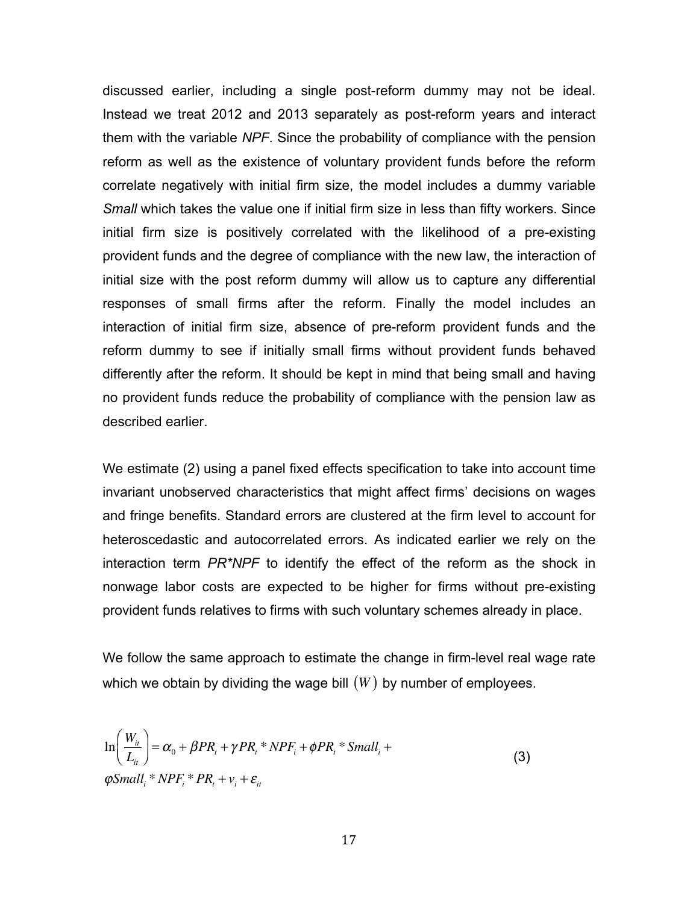discussed earlier, including a single post-reform dummy may not be ideal. Instead we treat 2012 and 2013 separately as post-reform years and interact them with the variable *NPF*. Since the probability of compliance with the pension reform as well as the existence of voluntary provident funds before the reform correlate negatively with initial firm size, the model includes a dummy variable *Small* which takes the value one if initial firm size in less than fifty workers. Since initial firm size is positively correlated with the likelihood of a pre-existing provident funds and the degree of compliance with the new law, the interaction of initial size with the post reform dummy will allow us to capture any differential responses of small firms after the reform. Finally the model includes an interaction of initial firm size, absence of pre-reform provident funds and the reform dummy to see if initially small firms without provident funds behaved differently after the reform. It should be kept in mind that being small and having no provident funds reduce the probability of compliance with the pension law as described earlier.

We estimate (2) using a panel fixed effects specification to take into account time invariant unobserved characteristics that might affect firms' decisions on wages and fringe benefits. Standard errors are clustered at the firm level to account for heteroscedastic and autocorrelated errors. As indicated earlier we rely on the interaction term *PR*NPF* to identify the effect of the reform as the shock in nonwage labor costs are expected to be higher for firms without pre-existing provident funds relatives to firms with such voluntary schemes already in place.

We follow the same approach to estimate the change in firm-level real wage rate which we obtain by dividing the wage bill $(W)$ by number of employees.

$$\ln\left(\frac{W_{it}}{L_{it}}\right) = \alpha_0 + \beta PR_t + \gamma PR_t * NPF_i + \phi PR_t * Small_i + \varphi Small_i * NPF_i * PR_t + v_i + \varepsilon_{it} \tag{3}$$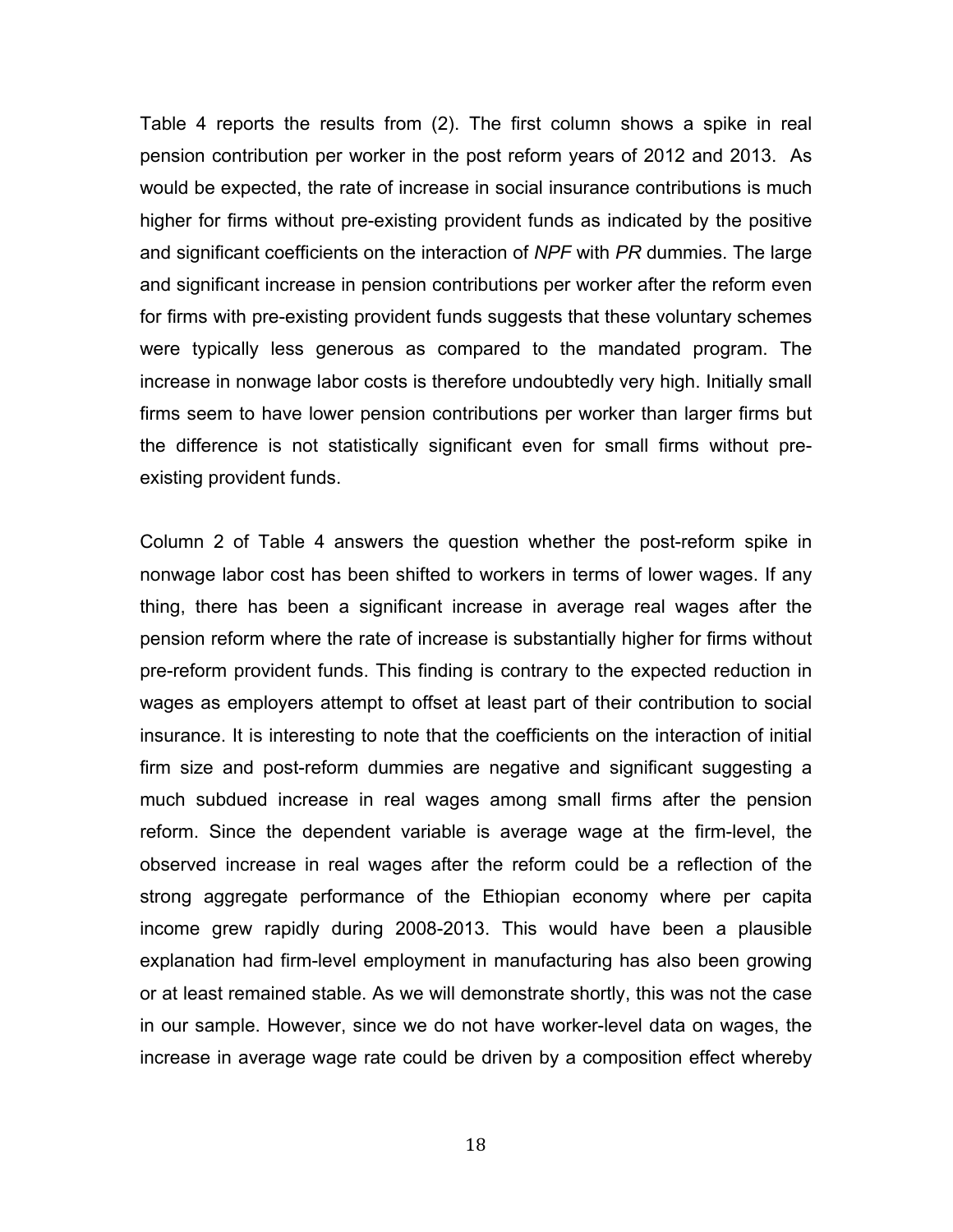Table 4 reports the results from (2). The first column shows a spike in real pension contribution per worker in the post reform years of 2012 and 2013. As would be expected, the rate of increase in social insurance contributions is much higher for firms without pre-existing provident funds as indicated by the positive and significant coefficients on the interaction of *NPF* with *PR* dummies. The large and significant increase in pension contributions per worker after the reform even for firms with pre-existing provident funds suggests that these voluntary schemes were typically less generous as compared to the mandated program. The increase in nonwage labor costs is therefore undoubtedly very high. Initially small firms seem to have lower pension contributions per worker than larger firms but the difference is not statistically significant even for small firms without pre-existing provident funds.

Column 2 of Table 4 answers the question whether the post-reform spike in nonwage labor cost has been shifted to workers in terms of lower wages. If any thing, there has been a significant increase in average real wages after the pension reform where the rate of increase is substantially higher for firms without pre-reform provident funds. This finding is contrary to the expected reduction in wages as employers attempt to offset at least part of their contribution to social insurance. It is interesting to note that the coefficients on the interaction of initial firm size and post-reform dummies are negative and significant suggesting a much subdued increase in real wages among small firms after the pension reform. Since the dependent variable is average wage at the firm-level, the observed increase in real wages after the reform could be a reflection of the strong aggregate performance of the Ethiopian economy where per capita income grew rapidly during 2008-2013. This would have been a plausible explanation had firm-level employment in manufacturing has also been growing or at least remained stable. As we will demonstrate shortly, this was not the case in our sample. However, since we do not have worker-level data on wages, the increase in average wage rate could be driven by a composition effect whereby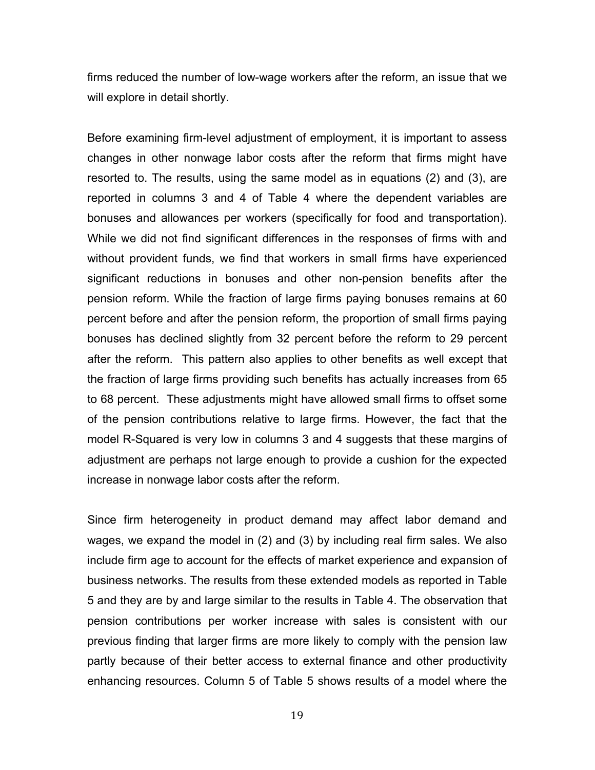firms reduced the number of low-wage workers after the reform, an issue that we will explore in detail shortly.

Before examining firm-level adjustment of employment, it is important to assess changes in other nonwage labor costs after the reform that firms might have resorted to. The results, using the same model as in equations (2) and (3), are reported in columns 3 and 4 of Table 4 where the dependent variables are bonuses and allowances per workers (specifically for food and transportation). While we did not find significant differences in the responses of firms with and without provident funds, we find that workers in small firms have experienced significant reductions in bonuses and other non-pension benefits after the pension reform. While the fraction of large firms paying bonuses remains at 60 percent before and after the pension reform, the proportion of small firms paying bonuses has declined slightly from 32 percent before the reform to 29 percent after the reform. This pattern also applies to other benefits as well except that the fraction of large firms providing such benefits has actually increases from 65 to 68 percent. These adjustments might have allowed small firms to offset some of the pension contributions relative to large firms. However, the fact that the model R-Squared is very low in columns 3 and 4 suggests that these margins of adjustment are perhaps not large enough to provide a cushion for the expected increase in nonwage labor costs after the reform.

Since firm heterogeneity in product demand may affect labor demand and wages, we expand the model in (2) and (3) by including real firm sales. We also include firm age to account for the effects of market experience and expansion of business networks. The results from these extended models as reported in Table 5 and they are by and large similar to the results in Table 4. The observation that pension contributions per worker increase with sales is consistent with our previous finding that larger firms are more likely to comply with the pension law partly because of their better access to external finance and other productivity enhancing resources. Column 5 of Table 5 shows results of a model where the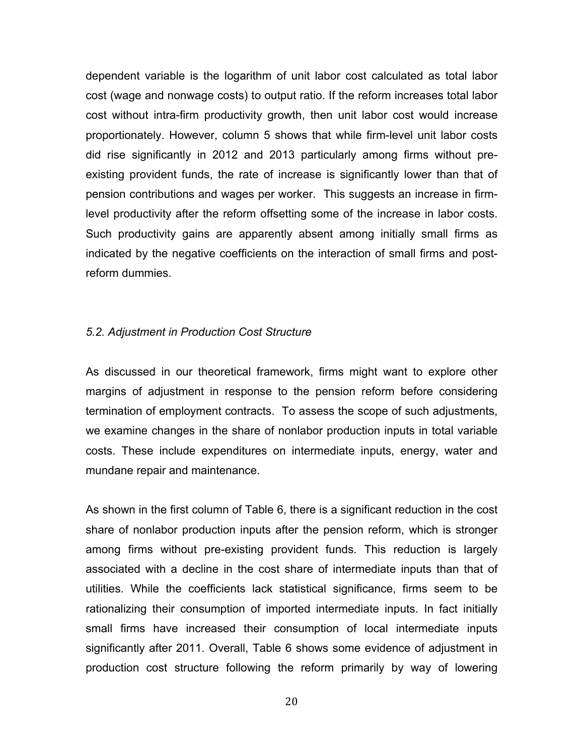dependent variable is the logarithm of unit labor cost calculated as total labor cost (wage and nonwage costs) to output ratio. If the reform increases total labor cost without intra-firm productivity growth, then unit labor cost would increase proportionately. However, column 5 shows that while firm-level unit labor costs did rise significantly in 2012 and 2013 particularly among firms without pre-existing provident funds, the rate of increase is significantly lower than that of pension contributions and wages per worker. This suggests an increase in firm-level productivity after the reform offsetting some of the increase in labor costs. Such productivity gains are apparently absent among initially small firms as indicated by the negative coefficients on the interaction of small firms and post-reform dummies.

### *5.2. Adjustment in Production Cost Structure*

As discussed in our theoretical framework, firms might want to explore other margins of adjustment in response to the pension reform before considering termination of employment contracts. To assess the scope of such adjustments, we examine changes in the share of nonlabor production inputs in total variable costs. These include expenditures on intermediate inputs, energy, water and mundane repair and maintenance.

As shown in the first column of Table 6, there is a significant reduction in the cost share of nonlabor production inputs after the pension reform, which is stronger among firms without pre-existing provident funds. This reduction is largely associated with a decline in the cost share of intermediate inputs than that of utilities. While the coefficients lack statistical significance, firms seem to be rationalizing their consumption of imported intermediate inputs. In fact initially small firms have increased their consumption of local intermediate inputs significantly after 2011. Overall, Table 6 shows some evidence of adjustment in production cost structure following the reform primarily by way of lowering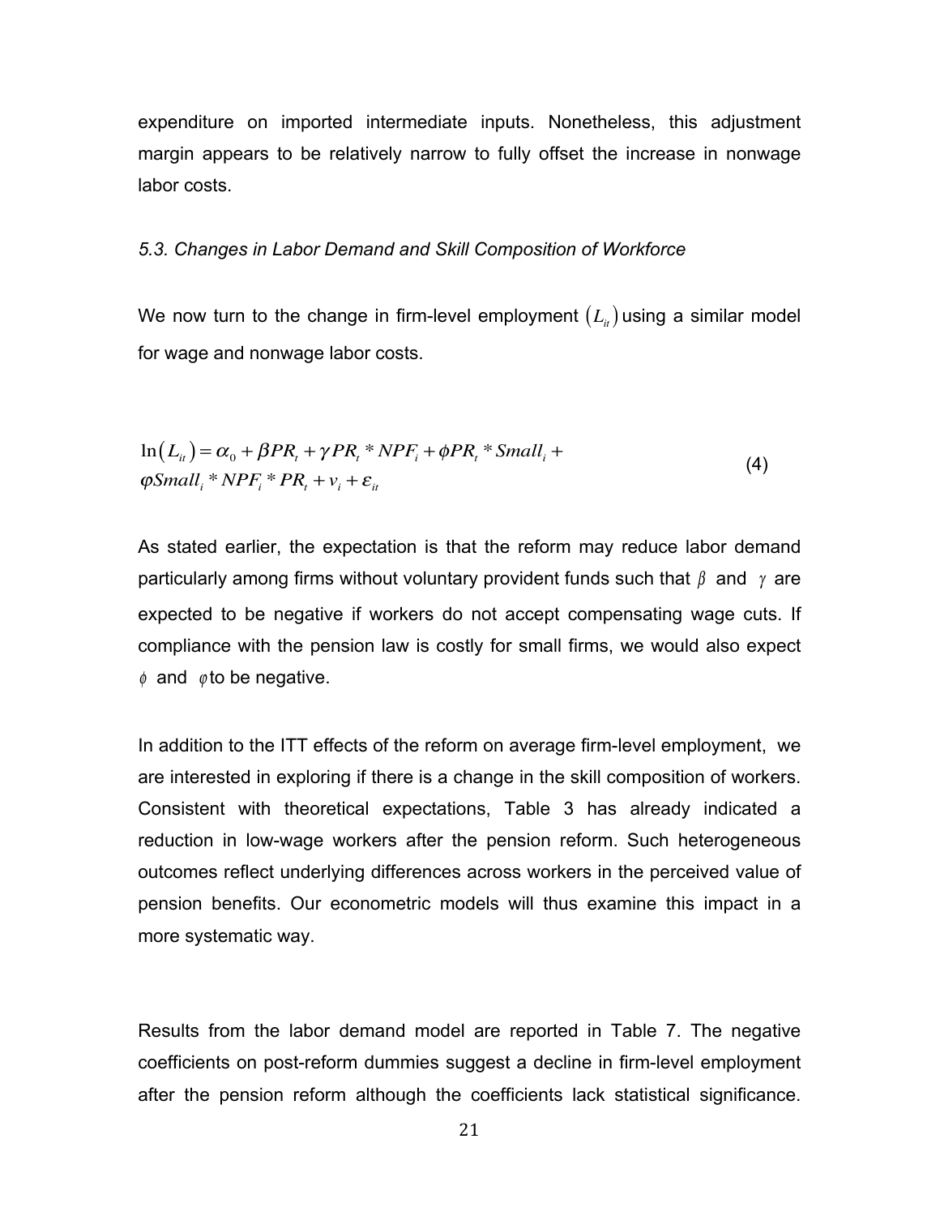expenditure on imported intermediate inputs. Nonetheless, this adjustment margin appears to be relatively narrow to fully offset the increase in nonwage labor costs.

*5.3. Changes in Labor Demand and Skill Composition of Workforce*

We now turn to the change in firm-level employment $(L_{it})$ using a similar model for wage and nonwage labor costs.

$$\ln(L_{it}) = \alpha_0 + \beta PR_t + \gamma PR_t * NPF_i + \phi PR_t * Small_i + \varphi Small_i * NPF_i * PR_t + v_i + \varepsilon_{it} \tag{4}$$

As stated earlier, the expectation is that the reform may reduce labor demand particularly among firms without voluntary provident funds such that $\beta$ and $\gamma$ are expected to be negative if workers do not accept compensating wage cuts. If compliance with the pension law is costly for small firms, we would also expect $\phi$ and $\varphi$ to be negative.

In addition to the ITT effects of the reform on average firm-level employment, we are interested in exploring if there is a change in the skill composition of workers. Consistent with theoretical expectations, Table 3 has already indicated a reduction in low-wage workers after the pension reform. Such heterogeneous outcomes reflect underlying differences across workers in the perceived value of pension benefits. Our econometric models will thus examine this impact in a more systematic way.

Results from the labor demand model are reported in Table 7. The negative coefficients on post-reform dummies suggest a decline in firm-level employment after the pension reform although the coefficients lack statistical significance.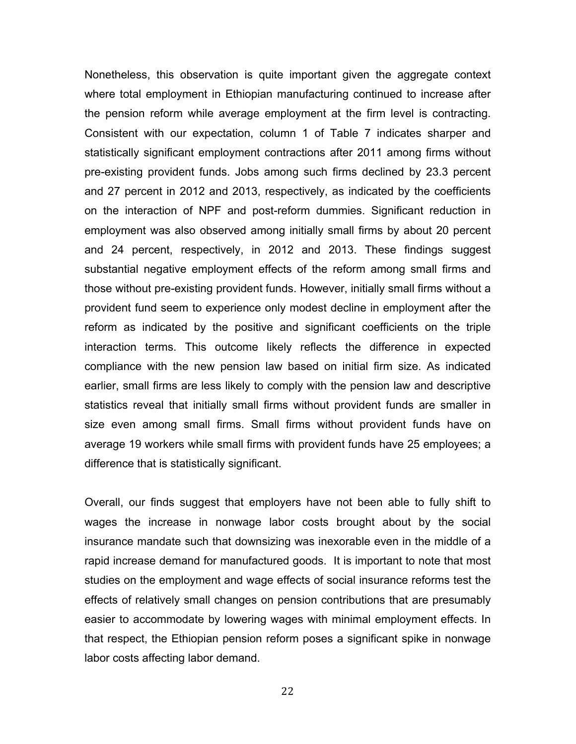Nonetheless, this observation is quite important given the aggregate context where total employment in Ethiopian manufacturing continued to increase after the pension reform while average employment at the firm level is contracting. Consistent with our expectation, column 1 of Table 7 indicates sharper and statistically significant employment contractions after 2011 among firms without pre-existing provident funds. Jobs among such firms declined by 23.3 percent and 27 percent in 2012 and 2013, respectively, as indicated by the coefficients on the interaction of NPF and post-reform dummies. Significant reduction in employment was also observed among initially small firms by about 20 percent and 24 percent, respectively, in 2012 and 2013. These findings suggest substantial negative employment effects of the reform among small firms and those without pre-existing provident funds. However, initially small firms without a provident fund seem to experience only modest decline in employment after the reform as indicated by the positive and significant coefficients on the triple interaction terms. This outcome likely reflects the difference in expected compliance with the new pension law based on initial firm size. As indicated earlier, small firms are less likely to comply with the pension law and descriptive statistics reveal that initially small firms without provident funds are smaller in size even among small firms. Small firms without provident funds have on average 19 workers while small firms with provident funds have 25 employees; a difference that is statistically significant.

Overall, our finds suggest that employers have not been able to fully shift to wages the increase in nonwage labor costs brought about by the social insurance mandate such that downsizing was inexorable even in the middle of a rapid increase demand for manufactured goods. It is important to note that most studies on the employment and wage effects of social insurance reforms test the effects of relatively small changes on pension contributions that are presumably easier to accommodate by lowering wages with minimal employment effects. In that respect, the Ethiopian pension reform poses a significant spike in nonwage labor costs affecting labor demand.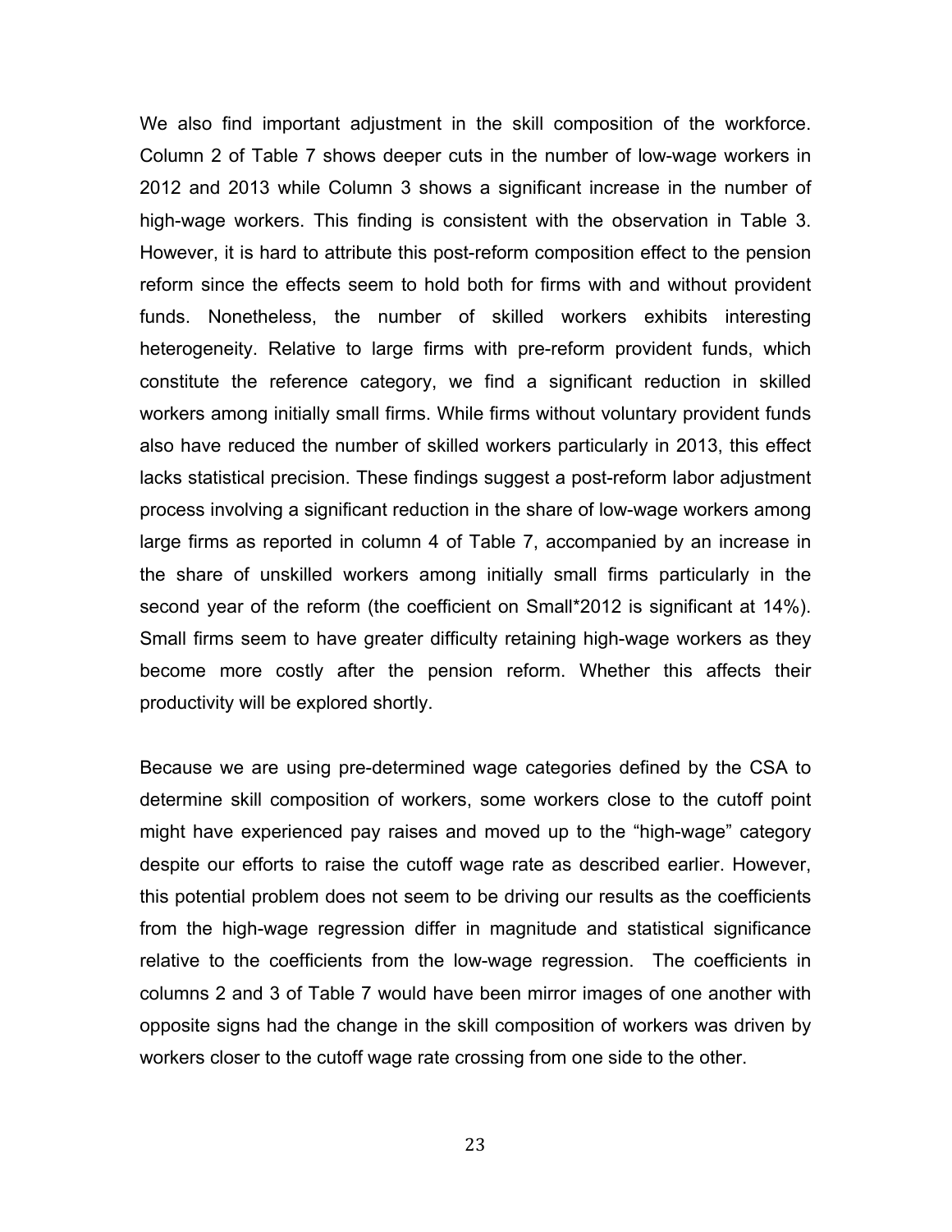We also find important adjustment in the skill composition of the workforce. Column 2 of Table 7 shows deeper cuts in the number of low-wage workers in 2012 and 2013 while Column 3 shows a significant increase in the number of high-wage workers. This finding is consistent with the observation in Table 3. However, it is hard to attribute this post-reform composition effect to the pension reform since the effects seem to hold both for firms with and without provident funds. Nonetheless, the number of skilled workers exhibits interesting heterogeneity. Relative to large firms with pre-reform provident funds, which constitute the reference category, we find a significant reduction in skilled workers among initially small firms. While firms without voluntary provident funds also have reduced the number of skilled workers particularly in 2013, this effect lacks statistical precision. These findings suggest a post-reform labor adjustment process involving a significant reduction in the share of low-wage workers among large firms as reported in column 4 of Table 7, accompanied by an increase in the share of unskilled workers among initially small firms particularly in the second year of the reform (the coefficient on Small*2012 is significant at 14%). Small firms seem to have greater difficulty retaining high-wage workers as they become more costly after the pension reform. Whether this affects their productivity will be explored shortly.

Because we are using pre-determined wage categories defined by the CSA to determine skill composition of workers, some workers close to the cutoff point might have experienced pay raises and moved up to the "high-wage" category despite our efforts to raise the cutoff wage rate as described earlier. However, this potential problem does not seem to be driving our results as the coefficients from the high-wage regression differ in magnitude and statistical significance relative to the coefficients from the low-wage regression. The coefficients in columns 2 and 3 of Table 7 would have been mirror images of one another with opposite signs had the change in the skill composition of workers was driven by workers closer to the cutoff wage rate crossing from one side to the other.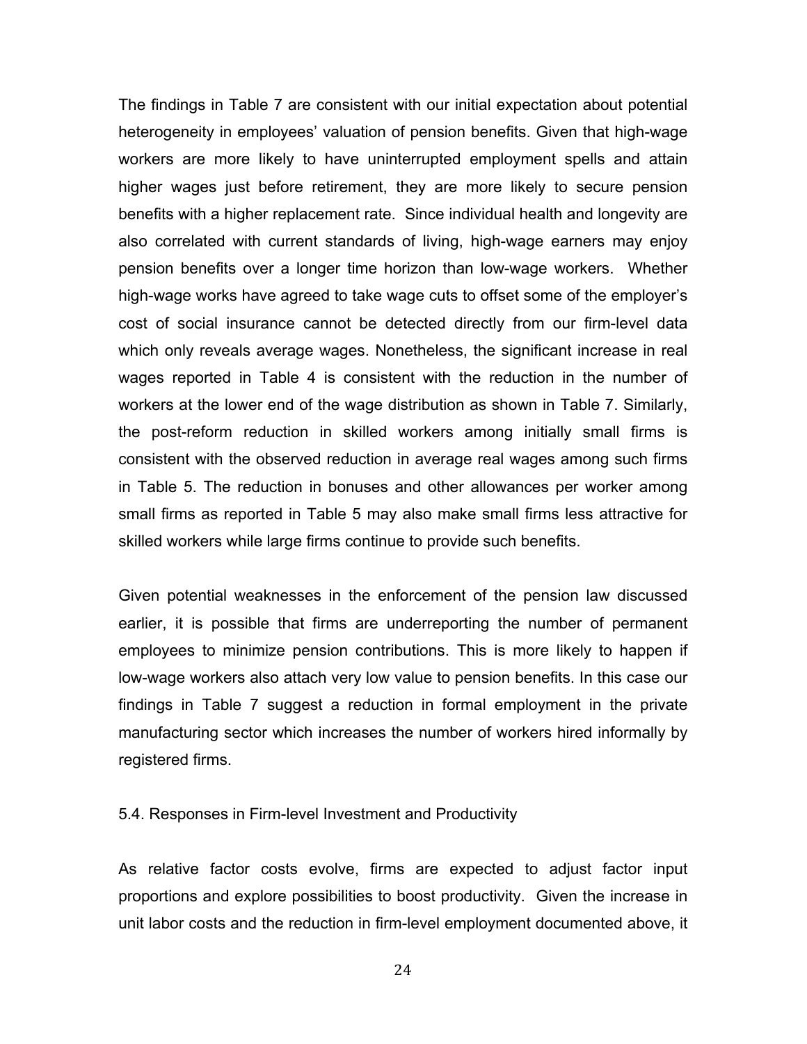The findings in Table 7 are consistent with our initial expectation about potential heterogeneity in employees' valuation of pension benefits. Given that high-wage workers are more likely to have uninterrupted employment spells and attain higher wages just before retirement, they are more likely to secure pension benefits with a higher replacement rate. Since individual health and longevity are also correlated with current standards of living, high-wage earners may enjoy pension benefits over a longer time horizon than low-wage workers. Whether high-wage works have agreed to take wage cuts to offset some of the employer's cost of social insurance cannot be detected directly from our firm-level data which only reveals average wages. Nonetheless, the significant increase in real wages reported in Table 4 is consistent with the reduction in the number of workers at the lower end of the wage distribution as shown in Table 7. Similarly, the post-reform reduction in skilled workers among initially small firms is consistent with the observed reduction in average real wages among such firms in Table 5. The reduction in bonuses and other allowances per worker among small firms as reported in Table 5 may also make small firms less attractive for skilled workers while large firms continue to provide such benefits.

Given potential weaknesses in the enforcement of the pension law discussed earlier, it is possible that firms are underreporting the number of permanent employees to minimize pension contributions. This is more likely to happen if low-wage workers also attach very low value to pension benefits. In this case our findings in Table 7 suggest a reduction in formal employment in the private manufacturing sector which increases the number of workers hired informally by registered firms.

5.4. Responses in Firm-level Investment and Productivity

As relative factor costs evolve, firms are expected to adjust factor input proportions and explore possibilities to boost productivity. Given the increase in unit labor costs and the reduction in firm-level employment documented above, it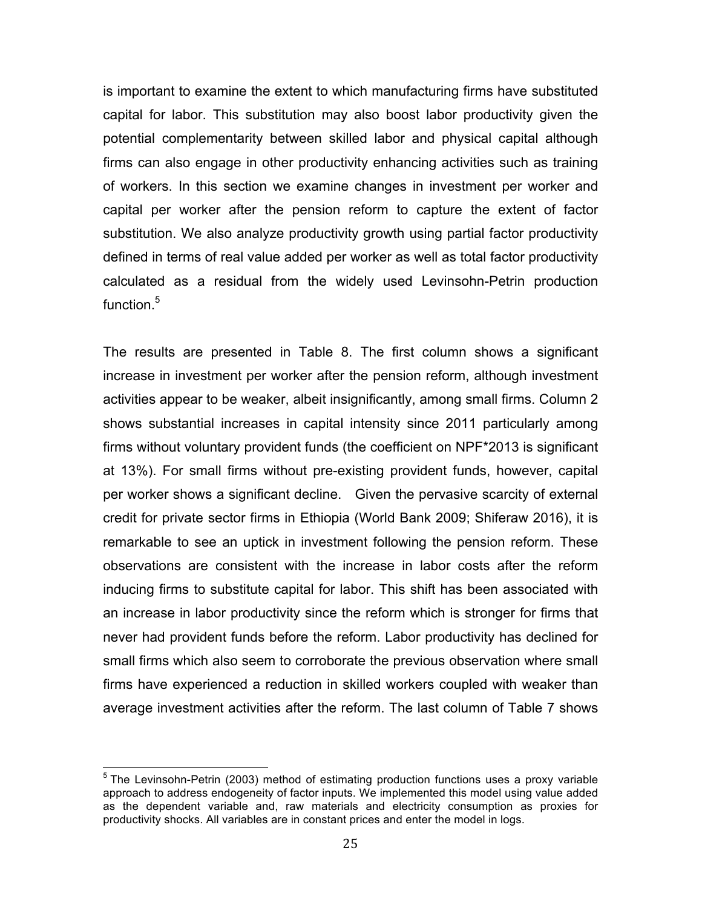is important to examine the extent to which manufacturing firms have substituted capital for labor. This substitution may also boost labor productivity given the potential complementarity between skilled labor and physical capital although firms can also engage in other productivity enhancing activities such as training of workers. In this section we examine changes in investment per worker and capital per worker after the pension reform to capture the extent of factor substitution. We also analyze productivity growth using partial factor productivity defined in terms of real value added per worker as well as total factor productivity calculated as a residual from the widely used Levinsohn-Petrin production function.[5]

The results are presented in Table 8. The first column shows a significant increase in investment per worker after the pension reform, although investment activities appear to be weaker, albeit insignificantly, among small firms. Column 2 shows substantial increases in capital intensity since 2011 particularly among firms without voluntary provident funds (the coefficient on NPF*2013 is significant at 13%). For small firms without pre-existing provident funds, however, capital per worker shows a significant decline. Given the pervasive scarcity of external credit for private sector firms in Ethiopia (World Bank 2009; Shiferaw 2016), it is remarkable to see an uptick in investment following the pension reform. These observations are consistent with the increase in labor costs after the reform inducing firms to substitute capital for labor. This shift has been associated with an increase in labor productivity since the reform which is stronger for firms that never had provident funds before the reform. Labor productivity has declined for small firms which also seem to corroborate the previous observation where small firms have experienced a reduction in skilled workers coupled with weaker than average investment activities after the reform. The last column of Table 7 shows

---

[5] The Levinsohn-Petrin (2003) method of estimating production functions uses a proxy variable approach to address endogeneity of factor inputs. We implemented this model using value added as the dependent variable and, raw materials and electricity consumption as proxies for productivity shocks. All variables are in constant prices and enter the model in logs.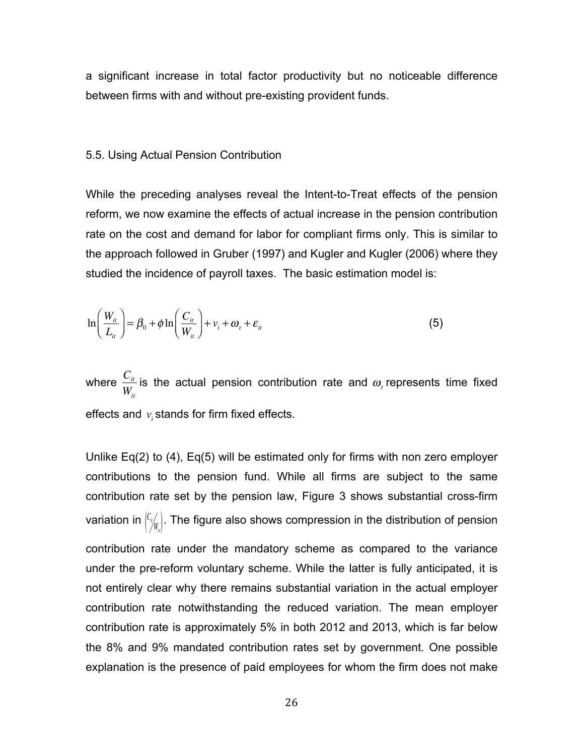a significant increase in total factor productivity but no noticeable difference between firms with and without pre-existing provident funds.

### 5.5. Using Actual Pension Contribution

While the preceding analyses reveal the Intent-to-Treat effects of the pension reform, we now examine the effects of actual increase in the pension contribution rate on the cost and demand for labor for compliant firms only. This is similar to the approach followed in Gruber (1997) and Kugler and Kugler (2006) where they studied the incidence of payroll taxes. The basic estimation model is:

$$\ln\left(\frac{W_{it}}{L_{it}}\right) = \beta_0 + \phi \ln\left(\frac{C_{it}}{W_{it}}\right) + v_i + \omega_t + \varepsilon_{it} \tag{5}$$

where $\frac{C_{it}}{W_{it}}$ is the actual pension contribution rate and $\omega_t$ represents time fixed effects and $v_i$ stands for firm fixed effects.

Unlike Eq(2) to (4), Eq(5) will be estimated only for firms with non zero employer contributions to the pension fund. While all firms are subject to the same contribution rate set by the pension law, Figure 3 shows substantial cross-firm variation in $\left(C_{it}/W_{it}\right)$. The figure also shows compression in the distribution of pension contribution rate under the mandatory scheme as compared to the variance under the pre-reform voluntary scheme. While the latter is fully anticipated, it is not entirely clear why there remains substantial variation in the actual employer contribution rate notwithstanding the reduced variation. The mean employer contribution rate is approximately 5% in both 2012 and 2013, which is far below the 8% and 9% mandated contribution rates set by government. One possible explanation is the presence of paid employees for whom the firm does not make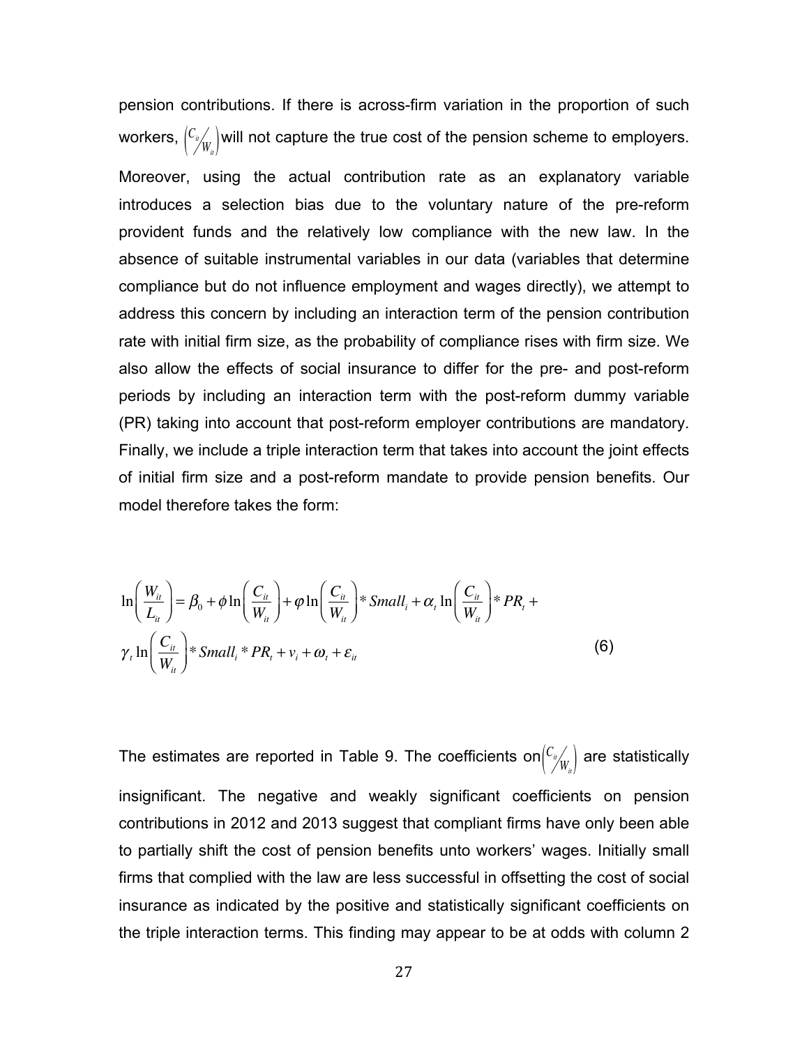pension contributions. If there is across-firm variation in the proportion of such workers, $\left(C_{it}/W_{it}\right)$ will not capture the true cost of the pension scheme to employers. Moreover, using the actual contribution rate as an explanatory variable introduces a selection bias due to the voluntary nature of the pre-reform provident funds and the relatively low compliance with the new law. In the absence of suitable instrumental variables in our data (variables that determine compliance but do not influence employment and wages directly), we attempt to address this concern by including an interaction term of the pension contribution rate with initial firm size, as the probability of compliance rises with firm size. We also allow the effects of social insurance to differ for the pre- and post-reform periods by including an interaction term with the post-reform dummy variable (PR) taking into account that post-reform employer contributions are mandatory. Finally, we include a triple interaction term that takes into account the joint effects of initial firm size and a post-reform mandate to provide pension benefits. Our model therefore takes the form:

$$\ln\left(\frac{W_{it}}{L_{it}}\right) = \beta_0 + \phi \ln\left(\frac{C_{it}}{W_{it}}\right) + \varphi \ln\left(\frac{C_{it}}{W_{it}}\right) * Small_i + \alpha_t \ln\left(\frac{C_{it}}{W_{it}}\right) * PR_t + \gamma_t \ln\left(\frac{C_{it}}{W_{it}}\right) * Small_i * PR_t + v_i + \omega_t + \varepsilon_{it} \quad (6)$$

The estimates are reported in Table 9. The coefficients on $\left(C_{it}/W_{it}\right)$ are statistically insignificant. The negative and weakly significant coefficients on pension contributions in 2012 and 2013 suggest that compliant firms have only been able to partially shift the cost of pension benefits unto workers' wages. Initially small firms that complied with the law are less successful in offsetting the cost of social insurance as indicated by the positive and statistically significant coefficients on the triple interaction terms. This finding may appear to be at odds with column 2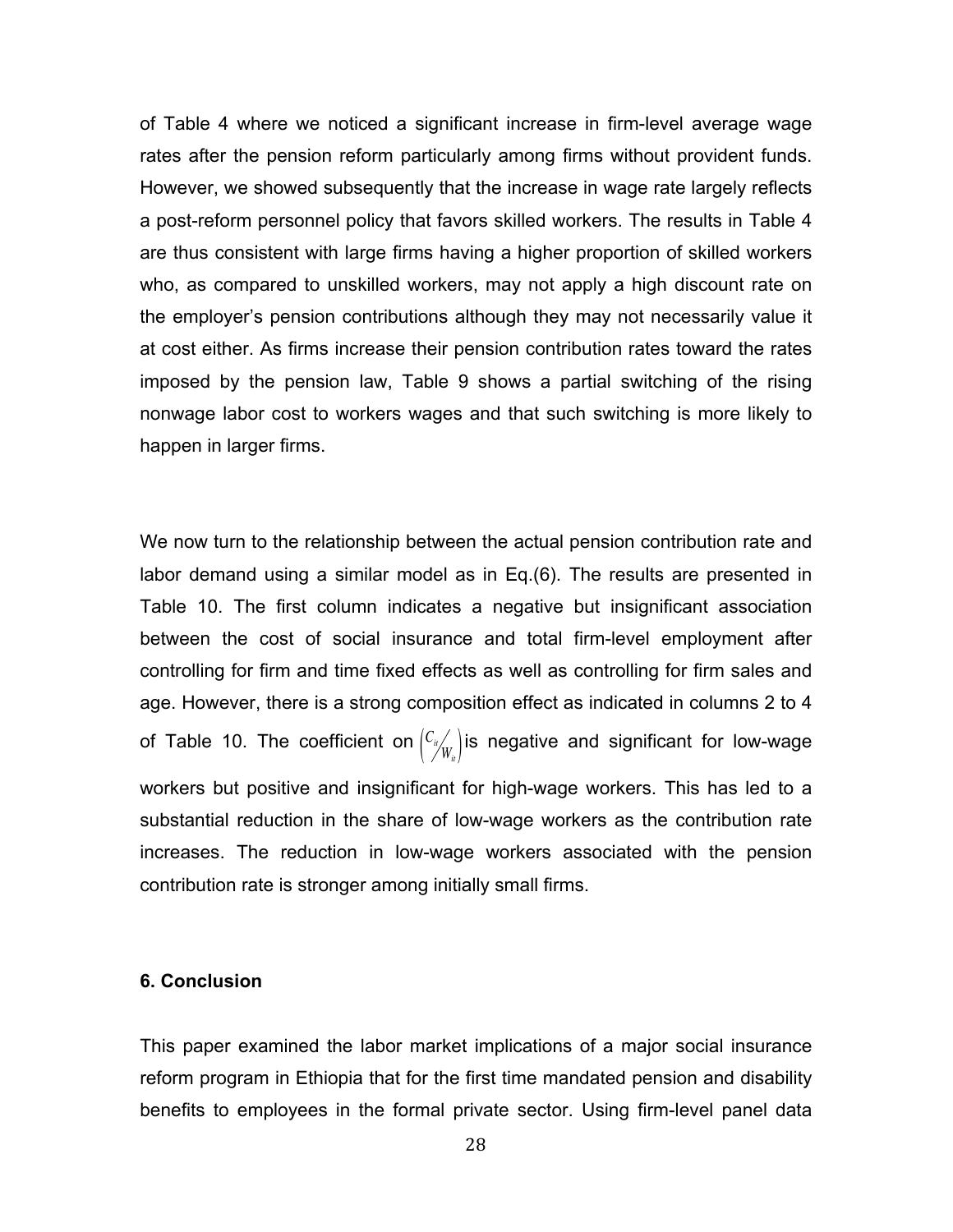of Table 4 where we noticed a significant increase in firm-level average wage rates after the pension reform particularly among firms without provident funds. However, we showed subsequently that the increase in wage rate largely reflects a post-reform personnel policy that favors skilled workers. The results in Table 4 are thus consistent with large firms having a higher proportion of skilled workers who, as compared to unskilled workers, may not apply a high discount rate on the employer's pension contributions although they may not necessarily value it at cost either. As firms increase their pension contribution rates toward the rates imposed by the pension law, Table 9 shows a partial switching of the rising nonwage labor cost to workers wages and that such switching is more likely to happen in larger firms.

We now turn to the relationship between the actual pension contribution rate and labor demand using a similar model as in Eq.(6). The results are presented in Table 10. The first column indicates a negative but insignificant association between the cost of social insurance and total firm-level employment after controlling for firm and time fixed effects as well as controlling for firm sales and age. However, there is a strong composition effect as indicated in columns 2 to 4 of Table 10. The coefficient on $\left( C_{it} / W_{it} \right)$ is negative and significant for low-wage workers but positive and insignificant for high-wage workers. This has led to a substantial reduction in the share of low-wage workers as the contribution rate increases. The reduction in low-wage workers associated with the pension contribution rate is stronger among initially small firms.

## 6. Conclusion

This paper examined the labor market implications of a major social insurance reform program in Ethiopia that for the first time mandated pension and disability benefits to employees in the formal private sector. Using firm-level panel data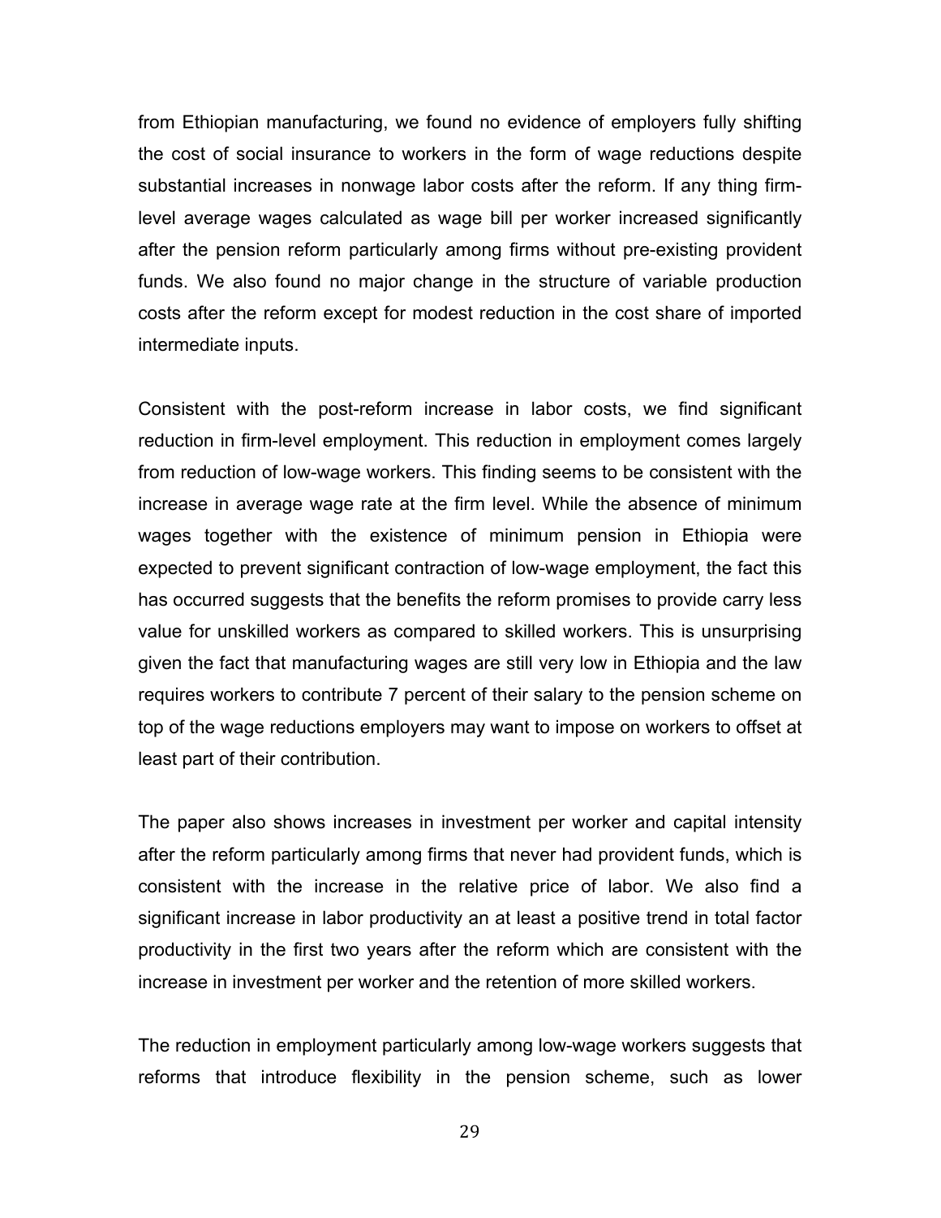from Ethiopian manufacturing, we found no evidence of employers fully shifting the cost of social insurance to workers in the form of wage reductions despite substantial increases in nonwage labor costs after the reform. If any thing firm-level average wages calculated as wage bill per worker increased significantly after the pension reform particularly among firms without pre-existing provident funds. We also found no major change in the structure of variable production costs after the reform except for modest reduction in the cost share of imported intermediate inputs.

Consistent with the post-reform increase in labor costs, we find significant reduction in firm-level employment. This reduction in employment comes largely from reduction of low-wage workers. This finding seems to be consistent with the increase in average wage rate at the firm level. While the absence of minimum wages together with the existence of minimum pension in Ethiopia were expected to prevent significant contraction of low-wage employment, the fact this has occurred suggests that the benefits the reform promises to provide carry less value for unskilled workers as compared to skilled workers. This is unsurprising given the fact that manufacturing wages are still very low in Ethiopia and the law requires workers to contribute 7 percent of their salary to the pension scheme on top of the wage reductions employers may want to impose on workers to offset at least part of their contribution.

The paper also shows increases in investment per worker and capital intensity after the reform particularly among firms that never had provident funds, which is consistent with the increase in the relative price of labor. We also find a significant increase in labor productivity an at least a positive trend in total factor productivity in the first two years after the reform which are consistent with the increase in investment per worker and the retention of more skilled workers.

The reduction in employment particularly among low-wage workers suggests that reforms that introduce flexibility in the pension scheme, such as lower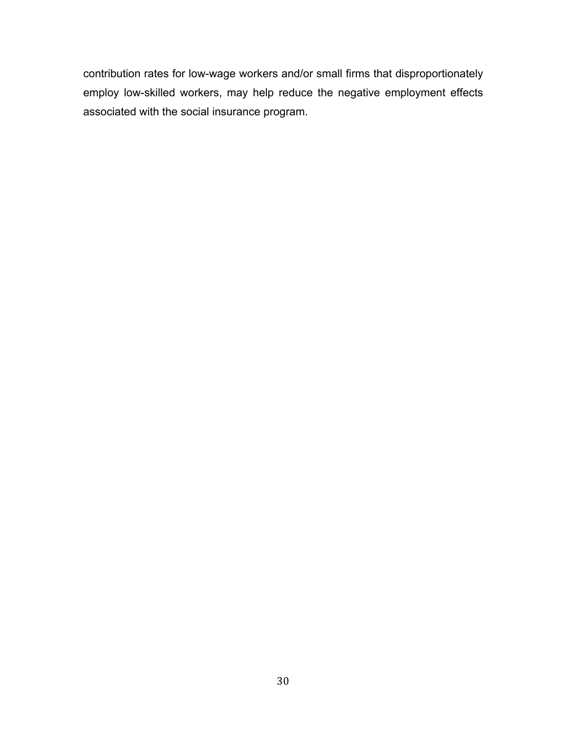contribution rates for low-wage workers and/or small firms that disproportionately employ low-skilled workers, may help reduce the negative employment effects associated with the social insurance program.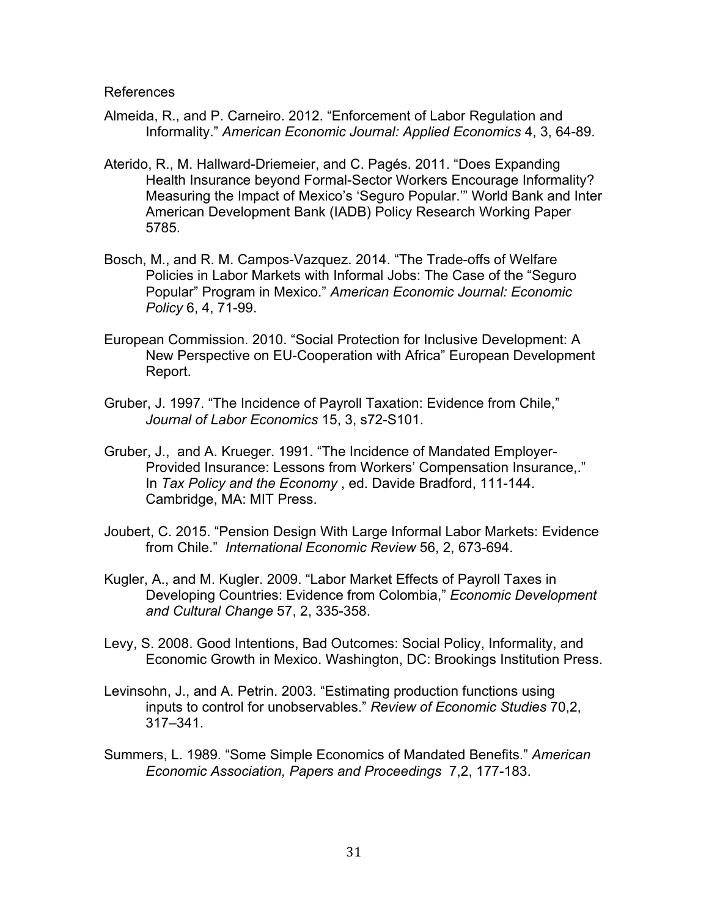References

Almeida, R., and P. Carneiro. 2012. “Enforcement of Labor Regulation and Informality.” *American Economic Journal: Applied Economics* 4, 3, 64-89.

Aterido, R., M. Hallward-Driemeier, and C. Pagés. 2011. “Does Expanding Health Insurance beyond Formal-Sector Workers Encourage Informality? Measuring the Impact of Mexico’s ‘Seguro Popular.’” World Bank and Inter American Development Bank (IADB) Policy Research Working Paper 5785.

Bosch, M., and R. M. Campos-Vazquez. 2014. “The Trade-offs of Welfare Policies in Labor Markets with Informal Jobs: The Case of the “Seguro Popular” Program in Mexico.” *American Economic Journal: Economic Policy* 6, 4, 71-99.

European Commission. 2010. “Social Protection for Inclusive Development: A New Perspective on EU-Cooperation with Africa” European Development Report.

Gruber, J. 1997. “The Incidence of Payroll Taxation: Evidence from Chile,” *Journal of Labor Economics* 15, 3, s72-S101.

Gruber, J., and A. Krueger. 1991. “The Incidence of Mandated Employer-Provided Insurance: Lessons from Workers’ Compensation Insurance,.” In *Tax Policy and the Economy* , ed. Davide Bradford, 111-144. Cambridge, MA: MIT Press.

Joubert, C. 2015. “Pension Design With Large Informal Labor Markets: Evidence from Chile.” *International Economic Review* 56, 2, 673-694.

Kugler, A., and M. Kugler. 2009. “Labor Market Effects of Payroll Taxes in Developing Countries: Evidence from Colombia,” *Economic Development and Cultural Change* 57, 2, 335-358.

Levy, S. 2008. Good Intentions, Bad Outcomes: Social Policy, Informality, and Economic Growth in Mexico. Washington, DC: Brookings Institution Press.

Levinsohn, J., and A. Petrin. 2003. “Estimating production functions using inputs to control for unobservables.” *Review of Economic Studies* 70,2, 317–341.

Summers, L. 1989. “Some Simple Economics of Mandated Benefits.” *American Economic Association, Papers and Proceedings* 7,2, 177-183.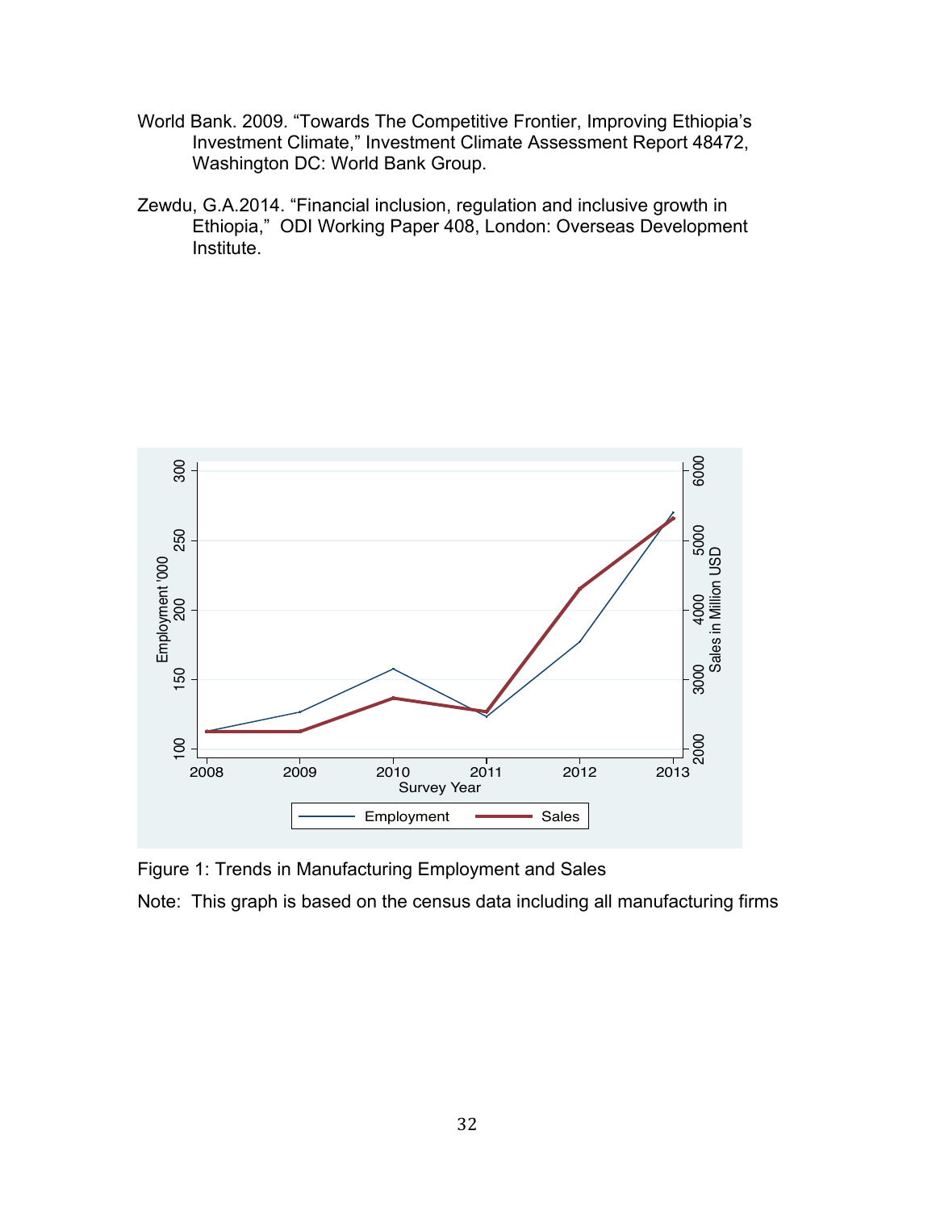World Bank. 2009. "Towards The Competitive Frontier, Improving Ethiopia's Investment Climate," Investment Climate Assessment Report 48472, Washington DC: World Bank Group.

Zewdu, G.A.2014. "Financial inclusion, regulation and inclusive growth in Ethiopia," ODI Working Paper 408, London: Overseas Development Institute.

Figure 1: Trends in Manufacturing Employment and Sales

Note: This graph is based on the census data including all manufacturing firms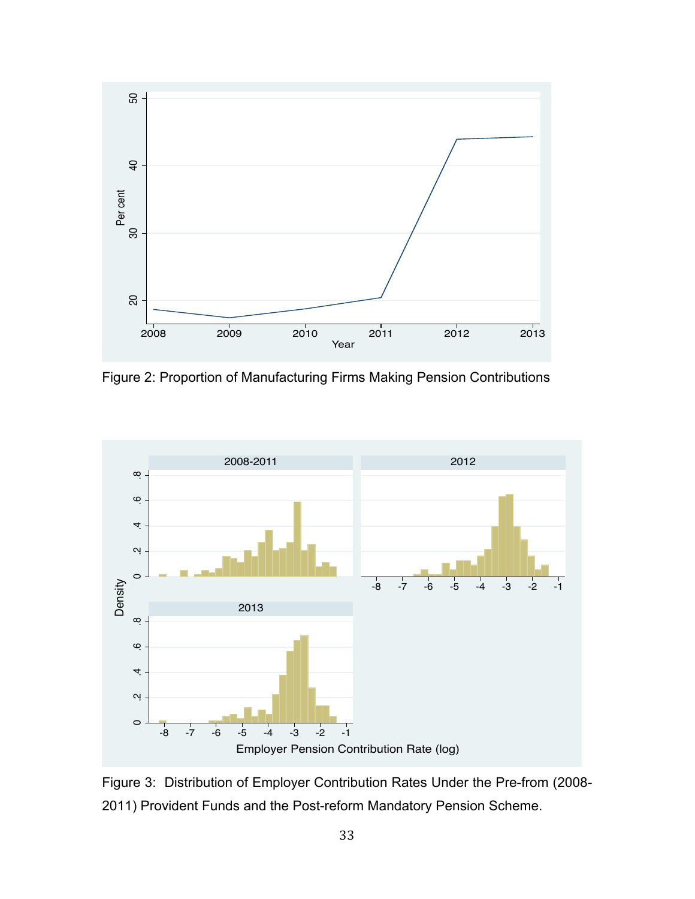Figure 2: Proportion of Manufacturing Firms Making Pension Contributions

Figure 3: Distribution of Employer Contribution Rates Under the Pre-from (2008-2011) Provident Funds and the Post-reform Mandatory Pension Scheme.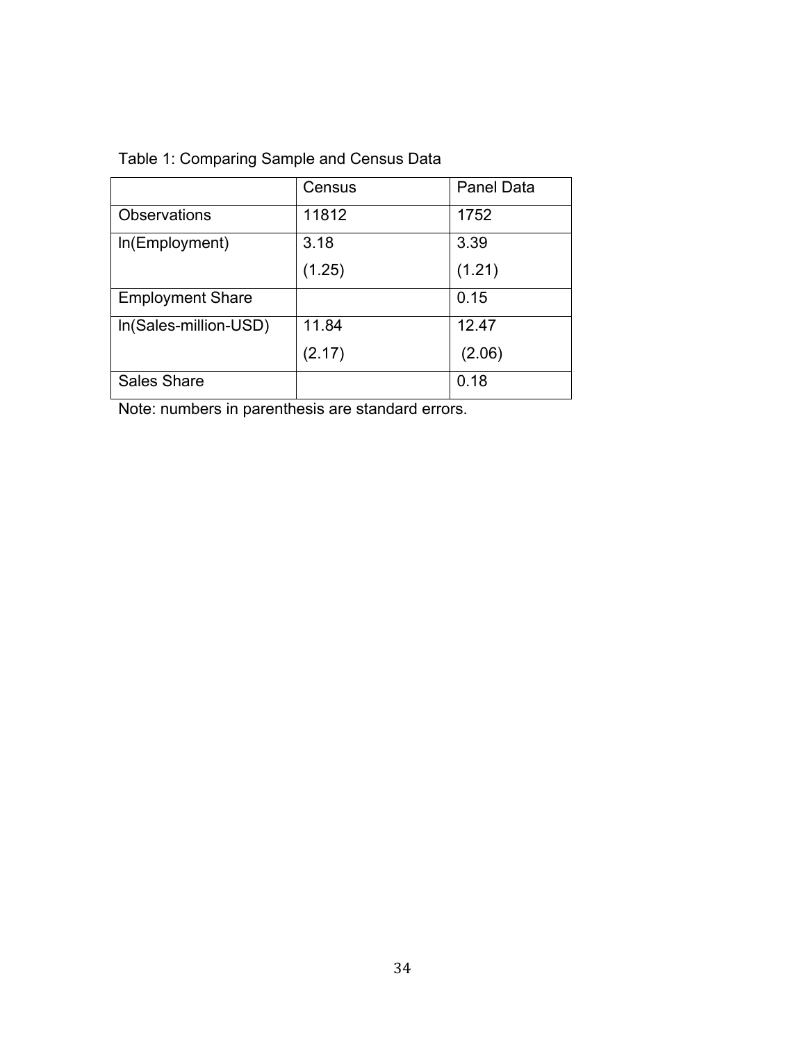Table 1: Comparing Sample and Census Data

| | Census | Panel Data |
|---|---|---|
| Observations | 11812 | 1752 |
| ln(Employment) | 3.18<br>(1.25) | 3.39<br>(1.21) |
| Employment Share | | 0.15 |
| ln(Sales-million-USD) | 11.84<br>(2.17) | 12.47<br>(2.06) |
| Sales Share | | 0.18 |

Note: numbers in parenthesis are standard errors.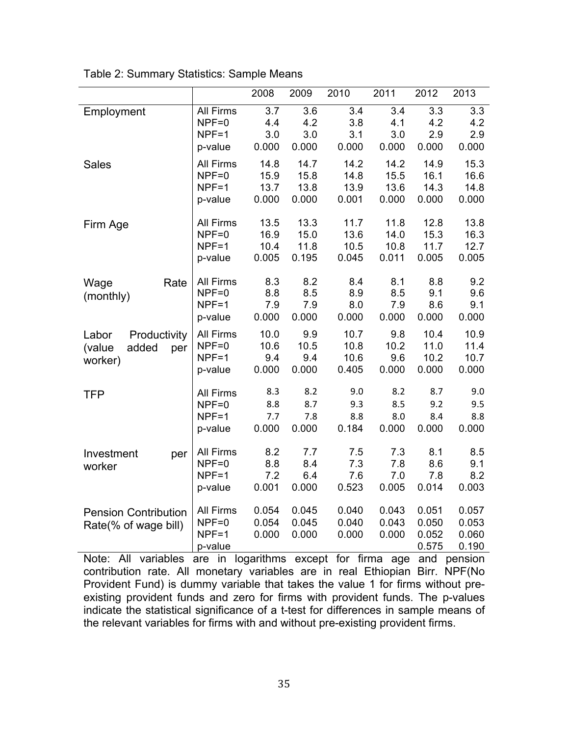Table 2: Summary Statistics: Sample Means

| | | 2008 | 2009 | 2010 | 2011 | 2012 | 2013 |
|---|---|---|---|---|---|---|---|
| Employment | All Firms | 3.7 | 3.6 | 3.4 | 3.4 | 3.3 | 3.3 |
| | NPF=0 | 4.4 | 4.2 | 3.8 | 4.1 | 4.2 | 4.2 |
| | NPF=1 | 3.0 | 3.0 | 3.1 | 3.0 | 2.9 | 2.9 |
| | p-value | 0.000 | 0.000 | 0.000 | 0.000 | 0.000 | 0.000 |
| Sales | All Firms | 14.8 | 14.7 | 14.2 | 14.2 | 14.9 | 15.3 |
| | NPF=0 | 15.9 | 15.8 | 14.8 | 15.5 | 16.1 | 16.6 |
| | NPF=1 | 13.7 | 13.8 | 13.9 | 13.6 | 14.3 | 14.8 |
| | p-value | 0.000 | 0.000 | 0.001 | 0.000 | 0.000 | 0.000 |
| Firm Age | All Firms | 13.5 | 13.3 | 11.7 | 11.8 | 12.8 | 13.8 |
| | NPF=0 | 16.9 | 15.0 | 13.6 | 14.0 | 15.3 | 16.3 |
| | NPF=1 | 10.4 | 11.8 | 10.5 | 10.8 | 11.7 | 12.7 |
| | p-value | 0.005 | 0.195 | 0.045 | 0.011 | 0.005 | 0.005 |
| Wage Rate (monthly) | All Firms | 8.3 | 8.2 | 8.4 | 8.1 | 8.8 | 9.2 |
| | NPF=0 | 8.8 | 8.5 | 8.9 | 8.5 | 9.1 | 9.6 |
| | NPF=1 | 7.9 | 7.9 | 8.0 | 7.9 | 8.6 | 9.1 |
| | p-value | 0.000 | 0.000 | 0.000 | 0.000 | 0.000 | 0.000 |
| Labor Productivity (value added per worker) | All Firms | 10.0 | 9.9 | 10.7 | 9.8 | 10.4 | 10.9 |
| | NPF=0 | 10.6 | 10.5 | 10.8 | 10.2 | 11.0 | 11.4 |
| | NPF=1 | 9.4 | 9.4 | 10.6 | 9.6 | 10.2 | 10.7 |
| | p-value | 0.000 | 0.000 | 0.405 | 0.000 | 0.000 | 0.000 |
| TFP | All Firms | 8.3 | 8.2 | 9.0 | 8.2 | 8.7 | 9.0 |
| | NPF=0 | 8.8 | 8.7 | 9.3 | 8.5 | 9.2 | 9.5 |
| | NPF=1 | 7.7 | 7.8 | 8.8 | 8.0 | 8.4 | 8.8 |
| | p-value | 0.000 | 0.000 | 0.184 | 0.000 | 0.000 | 0.000 |
| Investment per worker | All Firms | 8.2 | 7.7 | 7.5 | 7.3 | 8.1 | 8.5 |
| | NPF=0 | 8.8 | 8.4 | 7.3 | 7.8 | 8.6 | 9.1 |
| | NPF=1 | 7.2 | 6.4 | 7.6 | 7.0 | 7.8 | 8.2 |
| | p-value | 0.001 | 0.000 | 0.523 | 0.005 | 0.014 | 0.003 |
| Pension Contribution Rate(% of wage bill) | All Firms | 0.054 | 0.045 | 0.040 | 0.043 | 0.051 | 0.057 |
| | NPF=0 | 0.054 | 0.045 | 0.040 | 0.043 | 0.050 | 0.053 |
| | NPF=1 | 0.000 | 0.000 | 0.000 | 0.000 | 0.052 | 0.060 |
| | p-value | | | | | 0.575 | 0.190 |

Note: All variables are in logarithms except for firma age and pension contribution rate. All monetary variables are in real Ethiopian Birr. NPF(No Provident Fund) is dummy variable that takes the value 1 for firms without pre-existing provident funds and zero for firms with provident funds. The p-values indicate the statistical significance of a t-test for differences in sample means of the relevant variables for firms with and without pre-existing provident firms.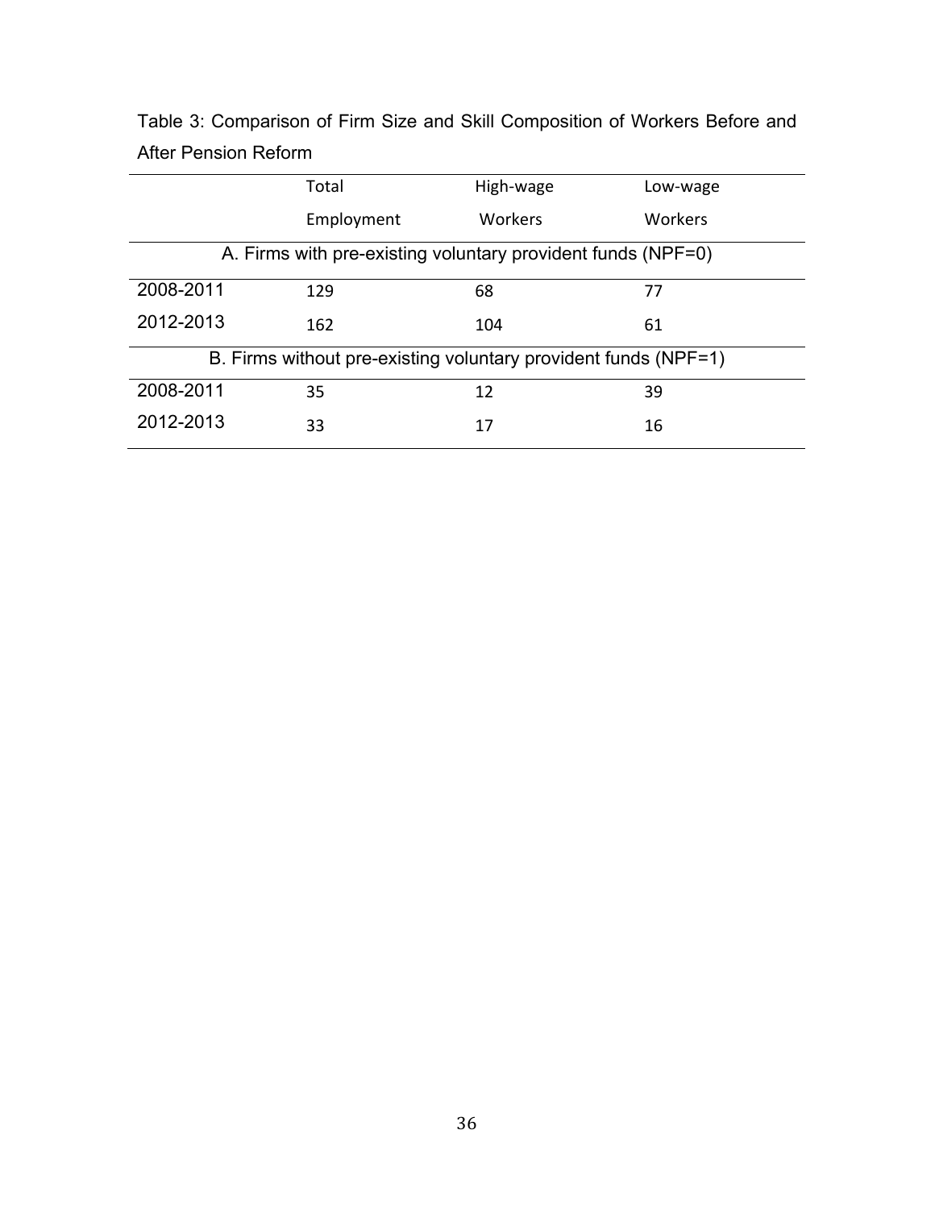Table 3: Comparison of Firm Size and Skill Composition of Workers Before and After Pension Reform

| | Total Employment | High-wage Workers | Low-wage Workers |
|---|---|---|---|
| A. Firms with pre-existing voluntary provident funds (NPF=0) | | | |
| 2008-2011 | 129 | 68 | 77 |
| 2012-2013 | 162 | 104 | 61 |
| B. Firms without pre-existing voluntary provident funds (NPF=1) | | | |
| 2008-2011 | 35 | 12 | 39 |
| 2012-2013 | 33 | 17 | 16 |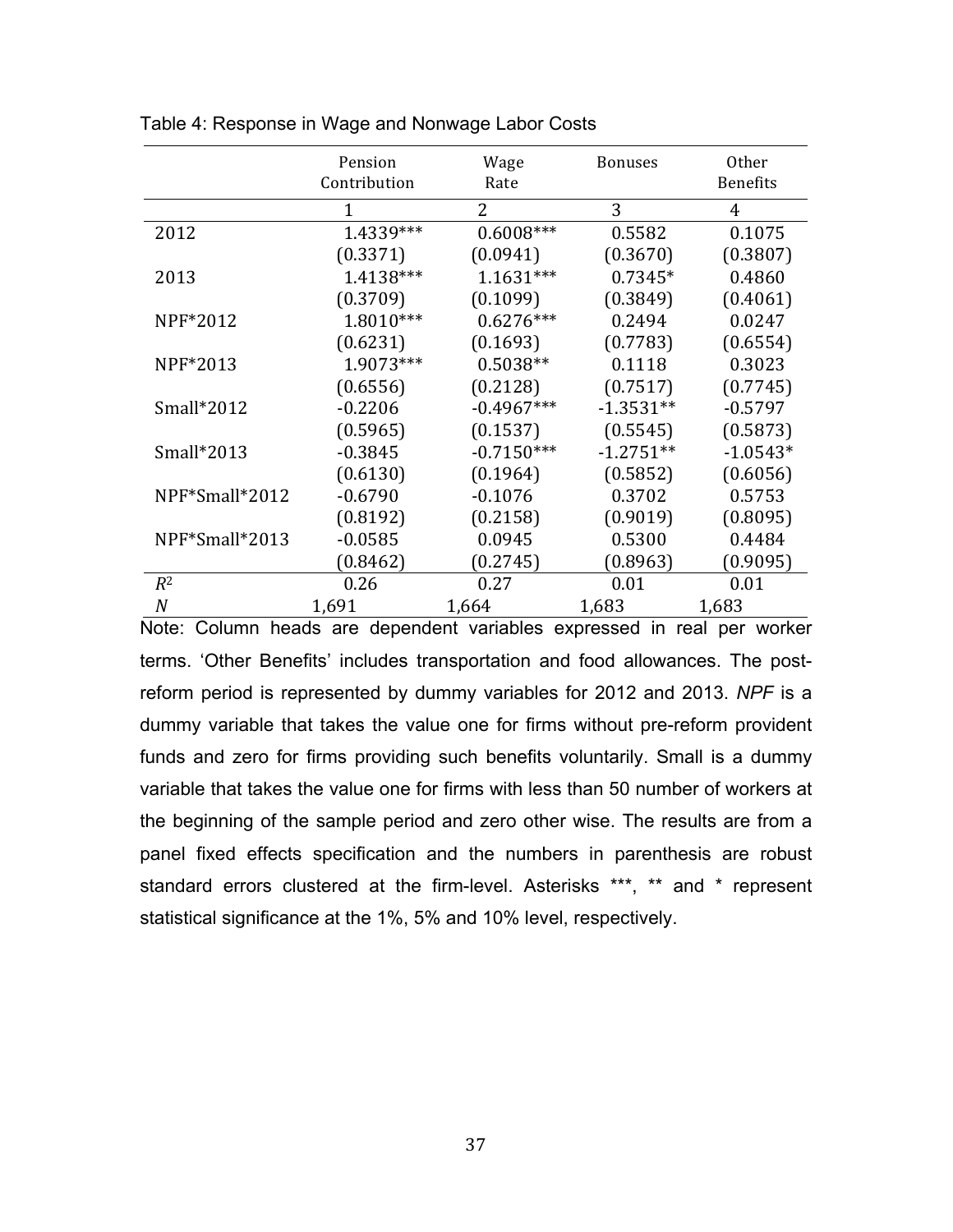Table 4: Response in Wage and Nonwage Labor Costs

| | Pension Contribution | Wage Rate | Bonuses | Other Benefits |
|---|---|---|---|---|
| | 1 | 2 | 3 | 4 |
| 2012 | 1.4339*** | 0.6008*** | 0.5582 | 0.1075 |
| | (0.3371) | (0.0941) | (0.3670) | (0.3807) |
| 2013 | 1.4138*** | 1.1631*** | 0.7345* | 0.4860 |
| | (0.3709) | (0.1099) | (0.3849) | (0.4061) |
| NPF*2012 | 1.8010*** | 0.6276*** | 0.2494 | 0.0247 |
| | (0.6231) | (0.1693) | (0.7783) | (0.6554) |
| NPF*2013 | 1.9073*** | 0.5038** | 0.1118 | 0.3023 |
| | (0.6556) | (0.2128) | (0.7517) | (0.7745) |
| Small*2012 | -0.2206 | -0.4967*** | -1.3531** | -0.5797 |
| | (0.5965) | (0.1537) | (0.5545) | (0.5873) |
| Small*2013 | -0.3845 | -0.7150*** | -1.2751** | -1.0543* |
| | (0.6130) | (0.1964) | (0.5852) | (0.6056) |
| NPF*Small*2012 | -0.6790 | -0.1076 | 0.3702 | 0.5753 |
| | (0.8192) | (0.2158) | (0.9019) | (0.8095) |
| NPF*Small*2013 | -0.0585 | 0.0945 | 0.5300 | 0.4484 |
| | (0.8462) | (0.2745) | (0.8963) | (0.9095) |
| $R^2$ | 0.26 | 0.27 | 0.01 | 0.01 |
| $N$ | 1,691 | 1,664 | 1,683 | 1,683 |

Note: Column heads are dependent variables expressed in real per worker terms. 'Other Benefits' includes transportation and food allowances. The post-reform period is represented by dummy variables for 2012 and 2013. *NPF* is a dummy variable that takes the value one for firms without pre-reform provident funds and zero for firms providing such benefits voluntarily. Small is a dummy variable that takes the value one for firms with less than 50 number of workers at the beginning of the sample period and zero other wise. The results are from a panel fixed effects specification and the numbers in parenthesis are robust standard errors clustered at the firm-level. Asterisks ***, ** and * represent statistical significance at the 1%, 5% and 10% level, respectively.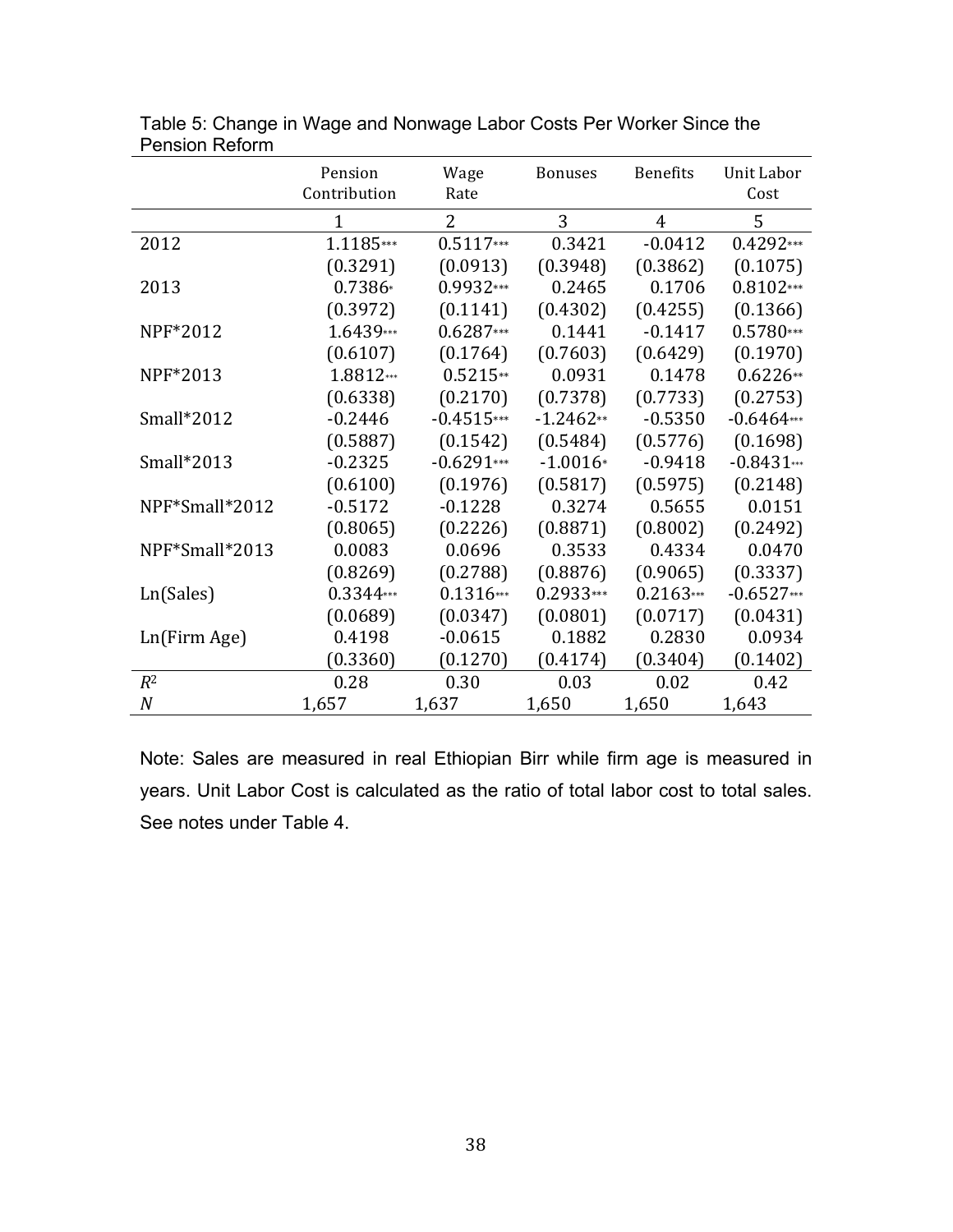Table 5: Change in Wage and Nonwage Labor Costs Per Worker Since the Pension Reform

| | Pension Contribution | Wage Rate | Bonuses | Benefits | Unit Labor Cost |
|---|---|---|---|---|---|
| | 1 | 2 | 3 | 4 | 5 |
| 2012 | 1.1185*** | 0.5117*** | 0.3421 | -0.0412 | 0.4292*** |
| | (0.3291) | (0.0913) | (0.3948) | (0.3862) | (0.1075) |
| 2013 | 0.7386* | 0.9932*** | 0.2465 | 0.1706 | 0.8102*** |
| | (0.3972) | (0.1141) | (0.4302) | (0.4255) | (0.1366) |
| NPF*2012 | 1.6439*** | 0.6287*** | 0.1441 | -0.1417 | 0.5780*** |
| | (0.6107) | (0.1764) | (0.7603) | (0.6429) | (0.1970) |
| NPF*2013 | 1.8812*** | 0.5215** | 0.0931 | 0.1478 | 0.6226** |
| | (0.6338) | (0.2170) | (0.7378) | (0.7733) | (0.2753) |
| Small*2012 | -0.2446 | -0.4515*** | -1.2462** | -0.5350 | -0.6464*** |
| | (0.5887) | (0.1542) | (0.5484) | (0.5776) | (0.1698) |
| Small*2013 | -0.2325 | -0.6291*** | -1.0016* | -0.9418 | -0.8431*** |
| | (0.6100) | (0.1976) | (0.5817) | (0.5975) | (0.2148) |
| NPF*Small*2012 | -0.5172 | -0.1228 | 0.3274 | 0.5655 | 0.0151 |
| | (0.8065) | (0.2226) | (0.8871) | (0.8002) | (0.2492) |
| NPF*Small*2013 | 0.0083 | 0.0696 | 0.3533 | 0.4334 | 0.0470 |
| | (0.8269) | (0.2788) | (0.8876) | (0.9065) | (0.3337) |
| Ln(Sales) | 0.3344*** | 0.1316*** | 0.2933*** | 0.2163*** | -0.6527*** |
| | (0.0689) | (0.0347) | (0.0801) | (0.0717) | (0.0431) |
| Ln(Firm Age) | 0.4198 | -0.0615 | 0.1882 | 0.2830 | 0.0934 |
| | (0.3360) | (0.1270) | (0.4174) | (0.3404) | (0.1402) |
| $R^2$ | 0.28 | 0.30 | 0.03 | 0.02 | 0.42 |
| $N$ | 1,657 | 1,637 | 1,650 | 1,650 | 1,643 |

Note: Sales are measured in real Ethiopian Birr while firm age is measured in years. Unit Labor Cost is calculated as the ratio of total labor cost to total sales. See notes under Table 4.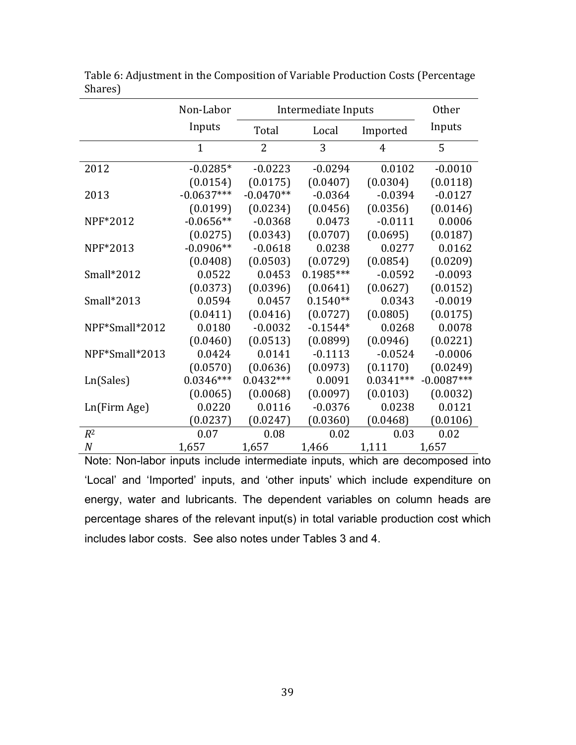Table 6: Adjustment in the Composition of Variable Production Costs (Percentage Shares)

| | Non-Labor Inputs | Intermediate Inputs | | | Other Inputs |
|---|---|---|---|---|---|
| | | Total | Local | Imported | |
| | 1 | 2 | 3 | 4 | 5 |
| 2012 | -0.0285* | -0.0223 | -0.0294 | 0.0102 | -0.0010 |
| | (0.0154) | (0.0175) | (0.0407) | (0.0304) | (0.0118) |
| 2013 | -0.0637*** | -0.0470** | -0.0364 | -0.0394 | -0.0127 |
| | (0.0199) | (0.0234) | (0.0456) | (0.0356) | (0.0146) |
| NPF*2012 | -0.0656** | -0.0368 | 0.0473 | -0.0111 | 0.0006 |
| | (0.0275) | (0.0343) | (0.0707) | (0.0695) | (0.0187) |
| NPF*2013 | -0.0906** | -0.0618 | 0.0238 | 0.0277 | 0.0162 |
| | (0.0408) | (0.0503) | (0.0729) | (0.0854) | (0.0209) |
| Small*2012 | 0.0522 | 0.0453 | 0.1985*** | -0.0592 | -0.0093 |
| | (0.0373) | (0.0396) | (0.0641) | (0.0627) | (0.0152) |
| Small*2013 | 0.0594 | 0.0457 | 0.1540** | 0.0343 | -0.0019 |
| | (0.0411) | (0.0416) | (0.0727) | (0.0805) | (0.0175) |
| NPF*Small*2012 | 0.0180 | -0.0032 | -0.1544* | 0.0268 | 0.0078 |
| | (0.0460) | (0.0513) | (0.0899) | (0.0946) | (0.0221) |
| NPF*Small*2013 | 0.0424 | 0.0141 | -0.1113 | -0.0524 | -0.0006 |
| | (0.0570) | (0.0636) | (0.0973) | (0.1170) | (0.0249) |
| Ln(Sales) | 0.0346*** | 0.0432*** | 0.0091 | 0.0341*** | -0.0087*** |
| | (0.0065) | (0.0068) | (0.0097) | (0.0103) | (0.0032) |
| Ln(Firm Age) | 0.0220 | 0.0116 | -0.0376 | 0.0238 | 0.0121 |
| | (0.0237) | (0.0247) | (0.0360) | (0.0468) | (0.0106) |
| $R^2$ | 0.07 | 0.08 | 0.02 | 0.03 | 0.02 |
| $N$ | 1,657 | 1,657 | 1,466 | 1,111 | 1,657 |

Note: Non-labor inputs include intermediate inputs, which are decomposed into 'Local' and 'Imported' inputs, and 'other inputs' which include expenditure on energy, water and lubricants. The dependent variables on column heads are percentage shares of the relevant input(s) in total variable production cost which includes labor costs. See also notes under Tables 3 and 4.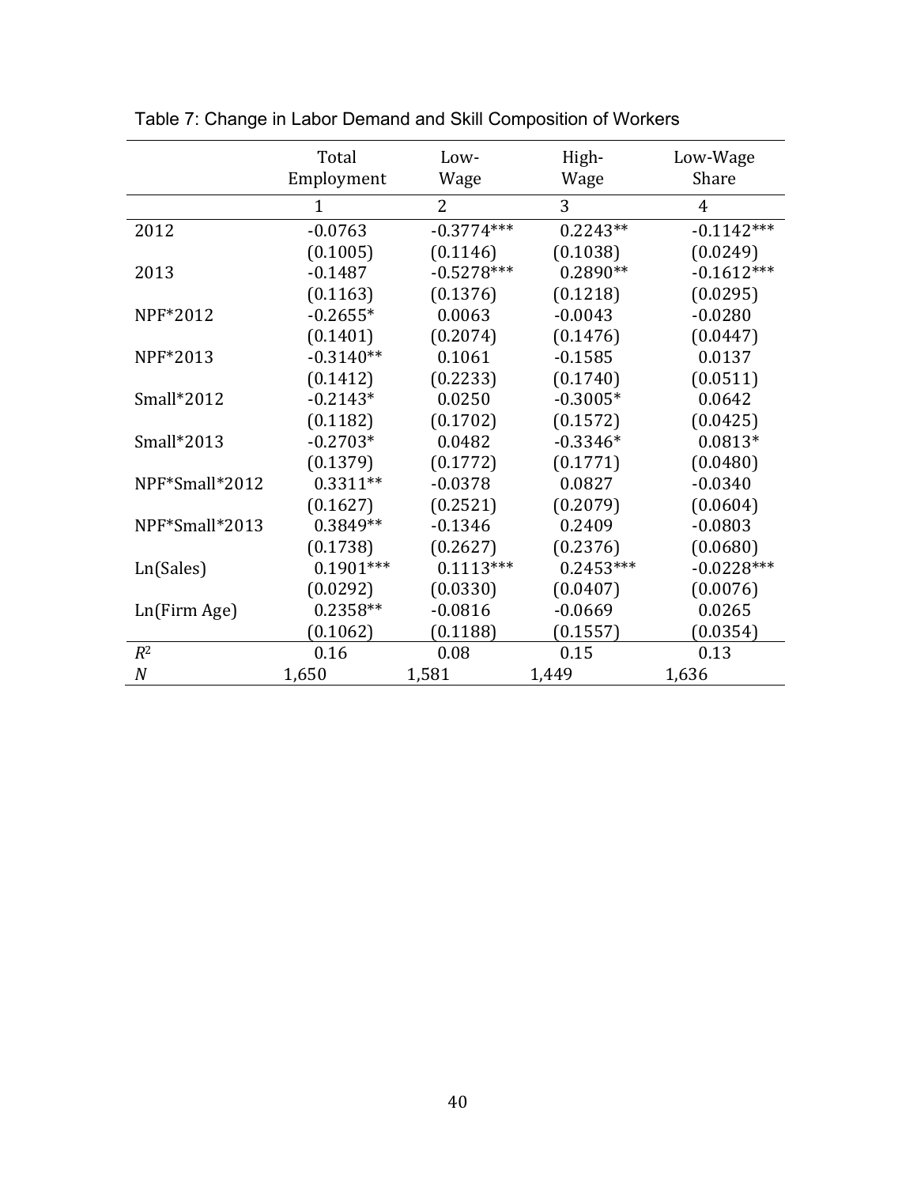Table 7: Change in Labor Demand and Skill Composition of Workers

| | Total Employment | Low-Wage | High-Wage | Low-Wage Share |
|---|---|---|---|---|
| | 1 | 2 | 3 | 4 |
| 2012 | -0.0763 | -0.3774*** | 0.2243** | -0.1142*** |
| | (0.1005) | (0.1146) | (0.1038) | (0.0249) |
| 2013 | -0.1487 | -0.5278*** | 0.2890** | -0.1612*** |
| | (0.1163) | (0.1376) | (0.1218) | (0.0295) |
| NPF*2012 | -0.2655* | 0.0063 | -0.0043 | -0.0280 |
| | (0.1401) | (0.2074) | (0.1476) | (0.0447) |
| NPF*2013 | -0.3140** | 0.1061 | -0.1585 | 0.0137 |
| | (0.1412) | (0.2233) | (0.1740) | (0.0511) |
| Small*2012 | -0.2143* | 0.0250 | -0.3005* | 0.0642 |
| | (0.1182) | (0.1702) | (0.1572) | (0.0425) |
| Small*2013 | -0.2703* | 0.0482 | -0.3346* | 0.0813* |
| | (0.1379) | (0.1772) | (0.1771) | (0.0480) |
| NPF*Small*2012 | 0.3311** | -0.0378 | 0.0827 | -0.0340 |
| | (0.1627) | (0.2521) | (0.2079) | (0.0604) |
| NPF*Small*2013 | 0.3849** | -0.1346 | 0.2409 | -0.0803 |
| | (0.1738) | (0.2627) | (0.2376) | (0.0680) |
| Ln(Sales) | 0.1901*** | 0.1113*** | 0.2453*** | -0.0228*** |
| | (0.0292) | (0.0330) | (0.0407) | (0.0076) |
| Ln(Firm Age) | 0.2358** | -0.0816 | -0.0669 | 0.0265 |
| | (0.1062) | (0.1188) | (0.1557) | (0.0354) |
| $R^2$ | 0.16 | 0.08 | 0.15 | 0.13 |
| $N$ | 1,650 | 1,581 | 1,449 | 1,636 |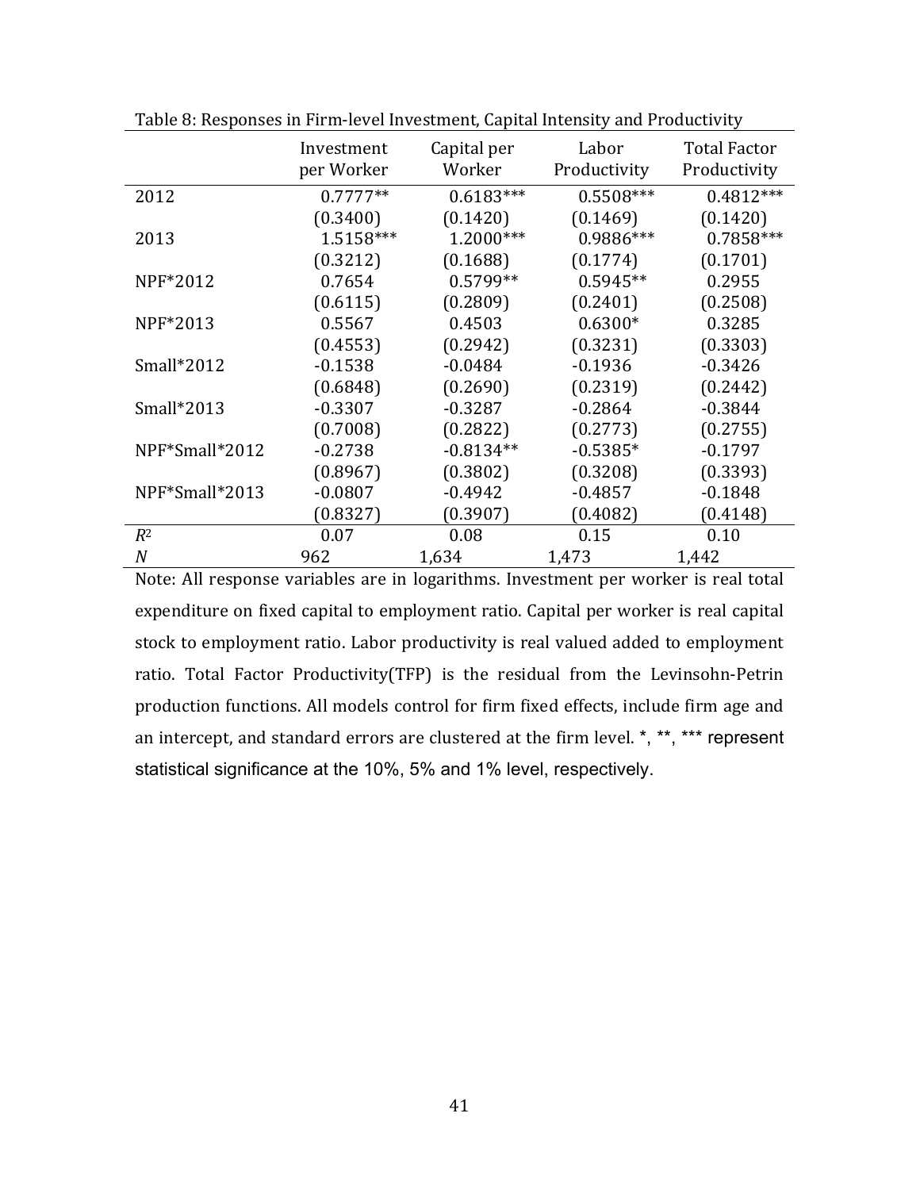Table 8: Responses in Firm-level Investment, Capital Intensity and Productivity

| | Investment per Worker | Capital per Worker | Labor Productivity | Total Factor Productivity |
|---|---|---|---|---|
| 2012 | 0.7777** | 0.6183*** | 0.5508*** | 0.4812*** |
| | (0.3400) | (0.1420) | (0.1469) | (0.1420) |
| 2013 | 1.5158*** | 1.2000*** | 0.9886*** | 0.7858*** |
| | (0.3212) | (0.1688) | (0.1774) | (0.1701) |
| NPF*2012 | 0.7654 | 0.5799** | 0.5945** | 0.2955 |
| | (0.6115) | (0.2809) | (0.2401) | (0.2508) |
| NPF*2013 | 0.5567 | 0.4503 | 0.6300* | 0.3285 |
| | (0.4553) | (0.2942) | (0.3231) | (0.3303) |
| Small*2012 | -0.1538 | -0.0484 | -0.1936 | -0.3426 |
| | (0.6848) | (0.2690) | (0.2319) | (0.2442) |
| Small*2013 | -0.3307 | -0.3287 | -0.2864 | -0.3844 |
| | (0.7008) | (0.2822) | (0.2773) | (0.2755) |
| NPF*Small*2012 | -0.2738 | -0.8134** | -0.5385* | -0.1797 |
| | (0.8967) | (0.3802) | (0.3208) | (0.3393) |
| NPF*Small*2013 | -0.0807 | -0.4942 | -0.4857 | -0.1848 |
| | (0.8327) | (0.3907) | (0.4082) | (0.4148) |
| $R^2$ | 0.07 | 0.08 | 0.15 | 0.10 |
| $N$ | 962 | 1,634 | 1,473 | 1,442 |

Note: All response variables are in logarithms. Investment per worker is real total expenditure on fixed capital to employment ratio. Capital per worker is real capital stock to employment ratio. Labor productivity is real valued added to employment ratio. Total Factor Productivity(TFP) is the residual from the Levinsohn-Petrin production functions. All models control for firm fixed effects, include firm age and an intercept, and standard errors are clustered at the firm level. *, **, *** represent statistical significance at the 10%, 5% and 1% level, respectively.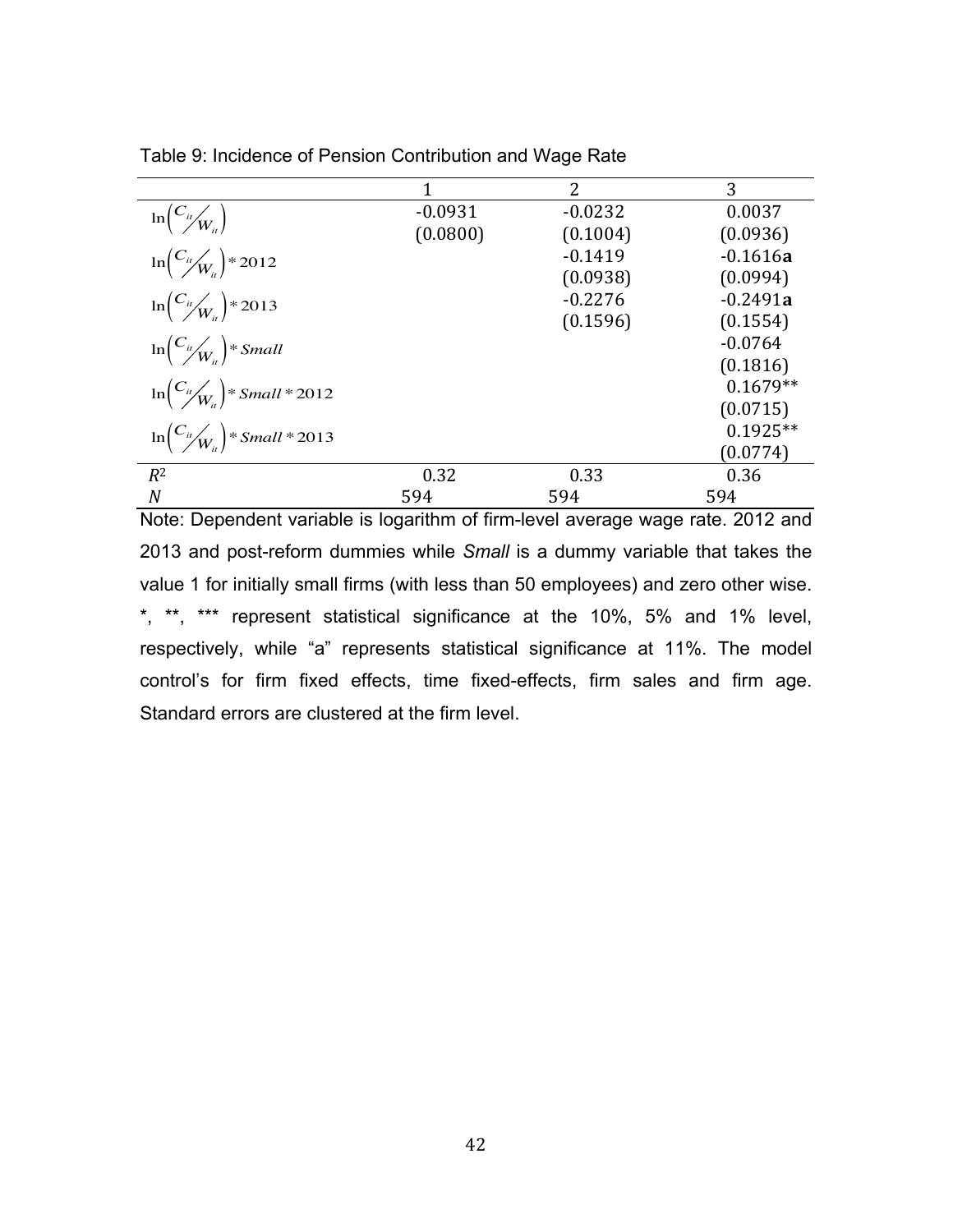Table 9: Incidence of Pension Contribution and Wage Rate

| | 1 | 2 | 3 |
|---|---|---|---|
| $\ln\left(C_{it}/W_{it}\right)$ | -0.0931 | -0.0232 | 0.0037 |
| | (0.0800) | (0.1004) | (0.0936) |
| $\ln\left(C_{it}/W_{it}\right)*2012$ | | -0.1419 | -0.1616**a** |
| | | (0.0938) | (0.0994) |
| $\ln\left(C_{it}/W_{it}\right)*2013$ | | -0.2276 | -0.2491**a** |
| | | (0.1596) | (0.1554) |
| $\ln\left(C_{it}/W_{it}\right)*Small$ | | | -0.0764 |
| | | | (0.1816) |
| $\ln\left(C_{it}/W_{it}\right)*Small*2012$ | | | 0.1679** |
| | | | (0.0715) |
| $\ln\left(C_{it}/W_{it}\right)*Small*2013$ | | | 0.1925** |
| | | | (0.0774) |
| $R^2$ | 0.32 | 0.33 | 0.36 |
| $N$ | 594 | 594 | 594 |

Note: Dependent variable is logarithm of firm-level average wage rate. 2012 and 2013 and post-reform dummies while *Small* is a dummy variable that takes the value 1 for initially small firms (with less than 50 employees) and zero other wise. *, **, *** represent statistical significance at the 10%, 5% and 1% level, respectively, while "a" represents statistical significance at 11%. The model control's for firm fixed effects, time fixed-effects, firm sales and firm age. Standard errors are clustered at the firm level.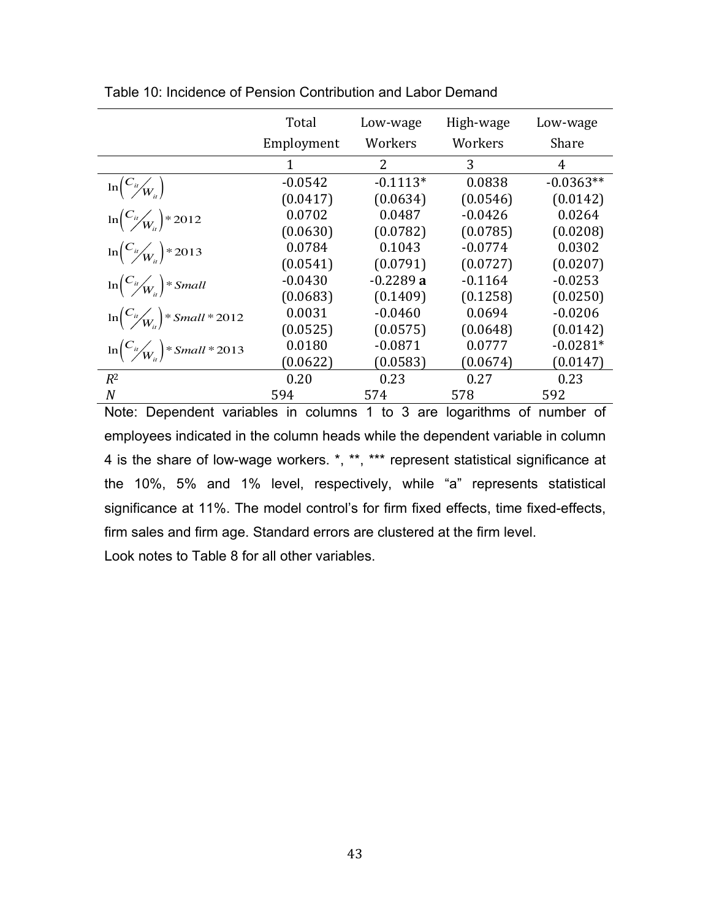Table 10: Incidence of Pension Contribution and Labor Demand

| | Total Employment | Low-wage Workers | High-wage Workers | Low-wage Share |
|---|---|---|---|---|
| | 1 | 2 | 3 | 4 |
| $\ln\left(C_{it}/W_{it}\right)$ | -0.0542 | -0.1113* | 0.0838 | -0.0363** |
| | (0.0417) | (0.0634) | (0.0546) | (0.0142) |
| $\ln\left(C_{it}/W_{it}\right)*2012$ | 0.0702 | 0.0487 | -0.0426 | 0.0264 |
| | (0.0630) | (0.0782) | (0.0785) | (0.0208) |
| $\ln\left(C_{it}/W_{it}\right)*2013$ | 0.0784 | 0.1043 | -0.0774 | 0.0302 |
| | (0.0541) | (0.0791) | (0.0727) | (0.0207) |
| $\ln\left(C_{it}/W_{it}\right)*Small$ | -0.0430 | -0.2289 **a** | -0.1164 | -0.0253 |
| | (0.0683) | (0.1409) | (0.1258) | (0.0250) |
| $\ln\left(C_{it}/W_{it}\right)*Small*2012$ | 0.0031 | -0.0460 | 0.0694 | -0.0206 |
| | (0.0525) | (0.0575) | (0.0648) | (0.0142) |
| $\ln\left(C_{it}/W_{it}\right)*Small*2013$ | 0.0180 | -0.0871 | 0.0777 | -0.0281* |
| | (0.0622) | (0.0583) | (0.0674) | (0.0147) |
| $R^2$ | 0.20 | 0.23 | 0.27 | 0.23 |
| $N$ | 594 | 574 | 578 | 592 |

Note: Dependent variables in columns 1 to 3 are logarithms of number of employees indicated in the column heads while the dependent variable in column 4 is the share of low-wage workers. *, **, *** represent statistical significance at the 10%, 5% and 1% level, respectively, while "a" represents statistical significance at 11%. The model control's for firm fixed effects, time fixed-effects, firm sales and firm age. Standard errors are clustered at the firm level.

Look notes to Table 8 for all other variables.